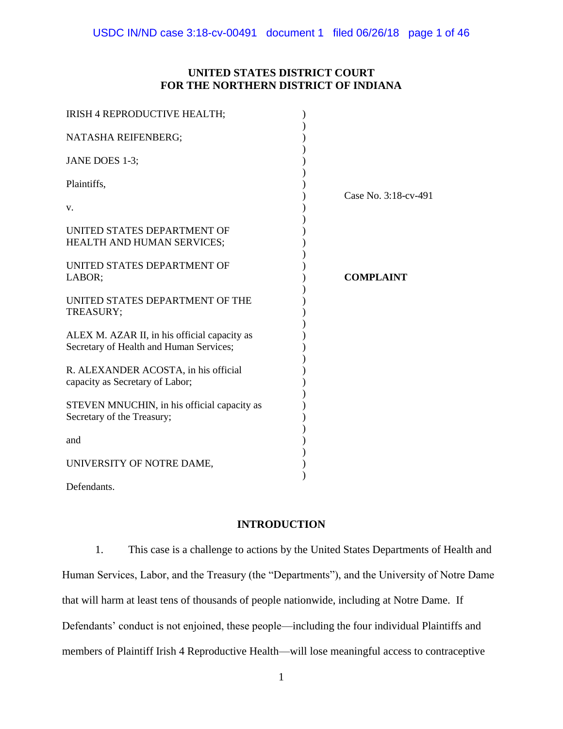# UNITED STATES DISTRICT COURT
# FOR THE NORTHERN DISTRICT OF INDIANA

IRISH 4 REPRODUCTIVE HEALTH;

NATASHA REIFENBERG;

JANE DOES 1-3;

Plaintiffs,

v.

UNITED STATES DEPARTMENT OF HEALTH AND HUMAN SERVICES;

UNITED STATES DEPARTMENT OF LABOR;

UNITED STATES DEPARTMENT OF THE TREASURY;

ALEX M. AZAR II, in his official capacity as Secretary of Health and Human Services;

R. ALEXANDER ACOSTA, in his official capacity as Secretary of Labor;

STEVEN MNUCHIN, in his official capacity as Secretary of the Treasury;

and

UNIVERSITY OF NOTRE DAME,

Defendants.

Case No. 3:18-cv-491

**COMPLAINT**

## INTRODUCTION

1. This case is a challenge to actions by the United States Departments of Health and Human Services, Labor, and the Treasury (the "Departments"), and the University of Notre Dame that will harm at least tens of thousands of people nationwide, including at Notre Dame. If Defendants' conduct is not enjoined, these people—including the four individual Plaintiffs and members of Plaintiff Irish 4 Reproductive Health—will lose meaningful access to contraceptive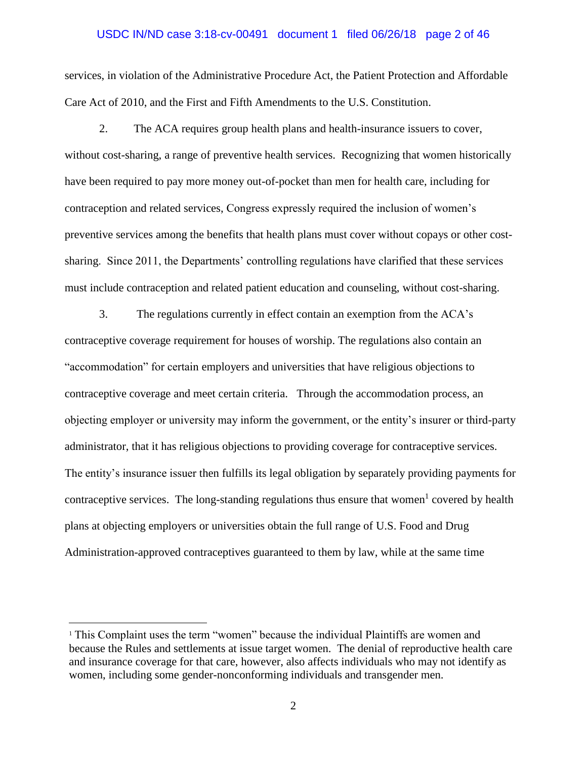services, in violation of the Administrative Procedure Act, the Patient Protection and Affordable Care Act of 2010, and the First and Fifth Amendments to the U.S. Constitution.

2. The ACA requires group health plans and health-insurance issuers to cover, without cost-sharing, a range of preventive health services. Recognizing that women historically have been required to pay more money out-of-pocket than men for health care, including for contraception and related services, Congress expressly required the inclusion of women's preventive services among the benefits that health plans must cover without copays or other cost-sharing. Since 2011, the Departments' controlling regulations have clarified that these services must include contraception and related patient education and counseling, without cost-sharing.

3. The regulations currently in effect contain an exemption from the ACA's contraceptive coverage requirement for houses of worship. The regulations also contain an "accommodation" for certain employers and universities that have religious objections to contraceptive coverage and meet certain criteria. Through the accommodation process, an objecting employer or university may inform the government, or the entity's insurer or third-party administrator, that it has religious objections to providing coverage for contraceptive services. The entity's insurance issuer then fulfills its legal obligation by separately providing payments for contraceptive services. The long-standing regulations thus ensure that women[1] covered by health plans at objecting employers or universities obtain the full range of U.S. Food and Drug Administration-approved contraceptives guaranteed to them by law, while at the same time

[1] This Complaint uses the term "women" because the individual Plaintiffs are women and because the Rules and settlements at issue target women. The denial of reproductive health care and insurance coverage for that care, however, also affects individuals who may not identify as women, including some gender-nonconforming individuals and transgender men.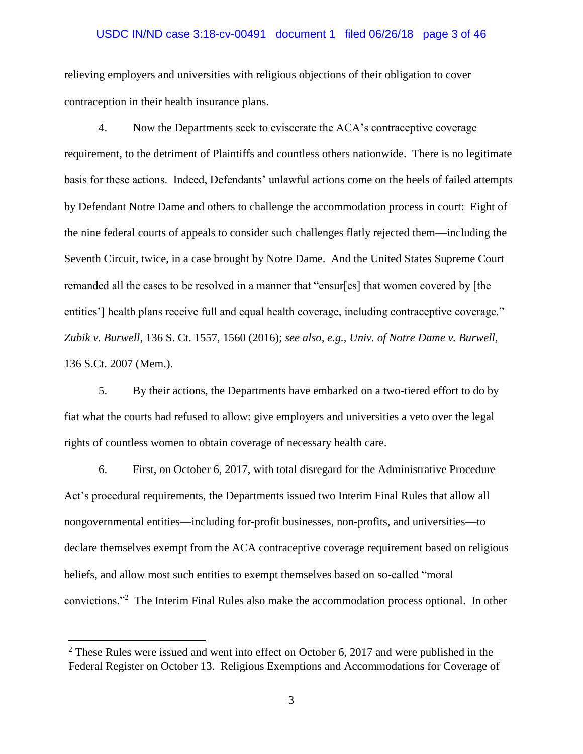relieving employers and universities with religious objections of their obligation to cover contraception in their health insurance plans.

4. Now the Departments seek to eviscerate the ACA's contraceptive coverage requirement, to the detriment of Plaintiffs and countless others nationwide. There is no legitimate basis for these actions. Indeed, Defendants' unlawful actions come on the heels of failed attempts by Defendant Notre Dame and others to challenge the accommodation process in court: Eight of the nine federal courts of appeals to consider such challenges flatly rejected them—including the Seventh Circuit, twice, in a case brought by Notre Dame. And the United States Supreme Court remanded all the cases to be resolved in a manner that "ensur[es] that women covered by [the entities'] health plans receive full and equal health coverage, including contraceptive coverage." *Zubik v. Burwell*, 136 S. Ct. 1557, 1560 (2016); *see also, e.g.*, *Univ. of Notre Dame v. Burwell*, 136 S.Ct. 2007 (Mem.).

5. By their actions, the Departments have embarked on a two-tiered effort to do by fiat what the courts had refused to allow: give employers and universities a veto over the legal rights of countless women to obtain coverage of necessary health care.

6. First, on October 6, 2017, with total disregard for the Administrative Procedure Act's procedural requirements, the Departments issued two Interim Final Rules that allow all nongovernmental entities—including for-profit businesses, non-profits, and universities—to declare themselves exempt from the ACA contraceptive coverage requirement based on religious beliefs, and allow most such entities to exempt themselves based on so-called "moral convictions."[2] The Interim Final Rules also make the accommodation process optional. In other

[2] These Rules were issued and went into effect on October 6, 2017 and were published in the Federal Register on October 13. Religious Exemptions and Accommodations for Coverage of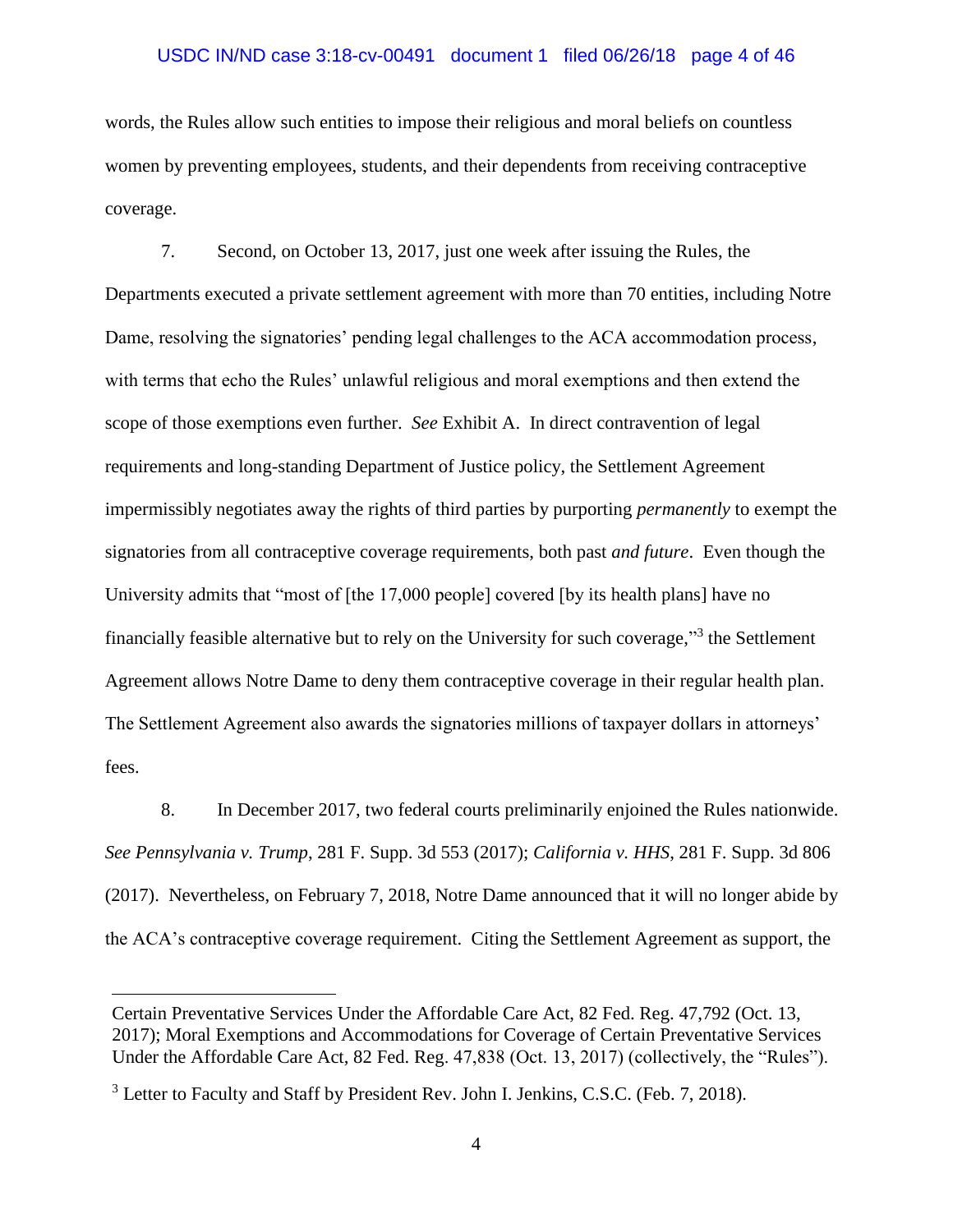words, the Rules allow such entities to impose their religious and moral beliefs on countless women by preventing employees, students, and their dependents from receiving contraceptive coverage.

7. Second, on October 13, 2017, just one week after issuing the Rules, the Departments executed a private settlement agreement with more than 70 entities, including Notre Dame, resolving the signatories' pending legal challenges to the ACA accommodation process, with terms that echo the Rules' unlawful religious and moral exemptions and then extend the scope of those exemptions even further. *See* Exhibit A. In direct contravention of legal requirements and long-standing Department of Justice policy, the Settlement Agreement impermissibly negotiates away the rights of third parties by purporting *permanently* to exempt the signatories from all contraceptive coverage requirements, both past *and future*. Even though the University admits that "most of [the 17,000 people] covered [by its health plans] have no financially feasible alternative but to rely on the University for such coverage,"[3] the Settlement Agreement allows Notre Dame to deny them contraceptive coverage in their regular health plan. The Settlement Agreement also awards the signatories millions of taxpayer dollars in attorneys' fees.

8. In December 2017, two federal courts preliminarily enjoined the Rules nationwide. *See Pennsylvania v. Trump*, 281 F. Supp. 3d 553 (2017); *California v. HHS*, 281 F. Supp. 3d 806 (2017). Nevertheless, on February 7, 2018, Notre Dame announced that it will no longer abide by the ACA's contraceptive coverage requirement. Citing the Settlement Agreement as support, the

---

Certain Preventative Services Under the Affordable Care Act, 82 Fed. Reg. 47,792 (Oct. 13, 2017); Moral Exemptions and Accommodations for Coverage of Certain Preventative Services Under the Affordable Care Act, 82 Fed. Reg. 47,838 (Oct. 13, 2017) (collectively, the "Rules").

[3] Letter to Faculty and Staff by President Rev. John I. Jenkins, C.S.C. (Feb. 7, 2018).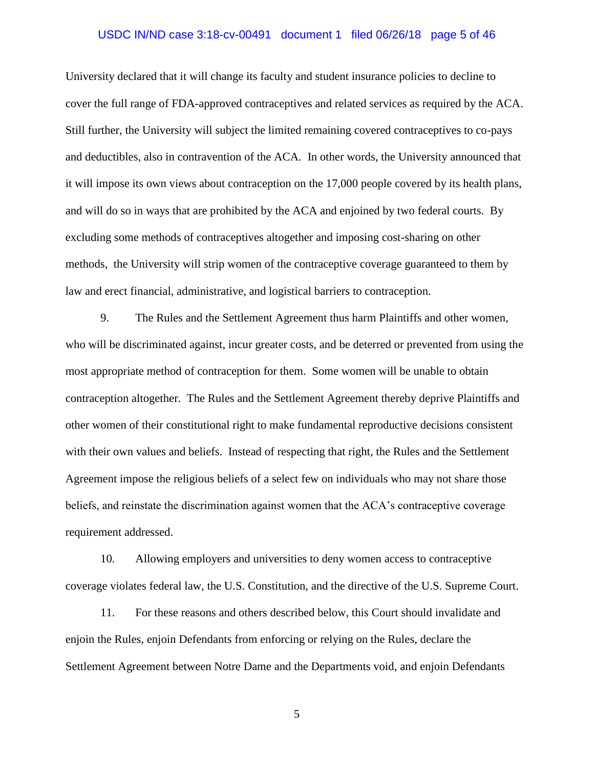University declared that it will change its faculty and student insurance policies to decline to cover the full range of FDA-approved contraceptives and related services as required by the ACA. Still further, the University will subject the limited remaining covered contraceptives to co-pays and deductibles, also in contravention of the ACA. In other words, the University announced that it will impose its own views about contraception on the 17,000 people covered by its health plans, and will do so in ways that are prohibited by the ACA and enjoined by two federal courts. By excluding some methods of contraceptives altogether and imposing cost-sharing on other methods, the University will strip women of the contraceptive coverage guaranteed to them by law and erect financial, administrative, and logistical barriers to contraception.

9. The Rules and the Settlement Agreement thus harm Plaintiffs and other women, who will be discriminated against, incur greater costs, and be deterred or prevented from using the most appropriate method of contraception for them. Some women will be unable to obtain contraception altogether. The Rules and the Settlement Agreement thereby deprive Plaintiffs and other women of their constitutional right to make fundamental reproductive decisions consistent with their own values and beliefs. Instead of respecting that right, the Rules and the Settlement Agreement impose the religious beliefs of a select few on individuals who may not share those beliefs, and reinstate the discrimination against women that the ACA's contraceptive coverage requirement addressed.

10. Allowing employers and universities to deny women access to contraceptive coverage violates federal law, the U.S. Constitution, and the directive of the U.S. Supreme Court.

11. For these reasons and others described below, this Court should invalidate and enjoin the Rules, enjoin Defendants from enforcing or relying on the Rules, declare the Settlement Agreement between Notre Dame and the Departments void, and enjoin Defendants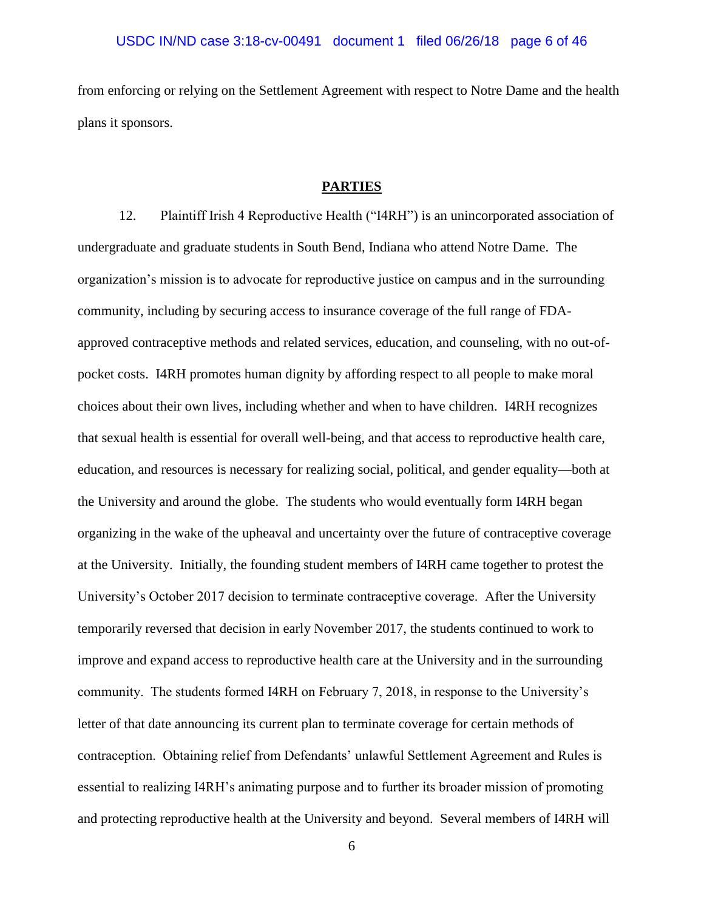from enforcing or relying on the Settlement Agreement with respect to Notre Dame and the health plans it sponsors.

## PARTIES

12. Plaintiff Irish 4 Reproductive Health ("I4RH") is an unincorporated association of undergraduate and graduate students in South Bend, Indiana who attend Notre Dame. The organization's mission is to advocate for reproductive justice on campus and in the surrounding community, including by securing access to insurance coverage of the full range of FDA-approved contraceptive methods and related services, education, and counseling, with no out-of-pocket costs. I4RH promotes human dignity by affording respect to all people to make moral choices about their own lives, including whether and when to have children. I4RH recognizes that sexual health is essential for overall well-being, and that access to reproductive health care, education, and resources is necessary for realizing social, political, and gender equality—both at the University and around the globe. The students who would eventually form I4RH began organizing in the wake of the upheaval and uncertainty over the future of contraceptive coverage at the University. Initially, the founding student members of I4RH came together to protest the University's October 2017 decision to terminate contraceptive coverage. After the University temporarily reversed that decision in early November 2017, the students continued to work to improve and expand access to reproductive health care at the University and in the surrounding community. The students formed I4RH on February 7, 2018, in response to the University's letter of that date announcing its current plan to terminate coverage for certain methods of contraception. Obtaining relief from Defendants' unlawful Settlement Agreement and Rules is essential to realizing I4RH's animating purpose and to further its broader mission of promoting and protecting reproductive health at the University and beyond. Several members of I4RH will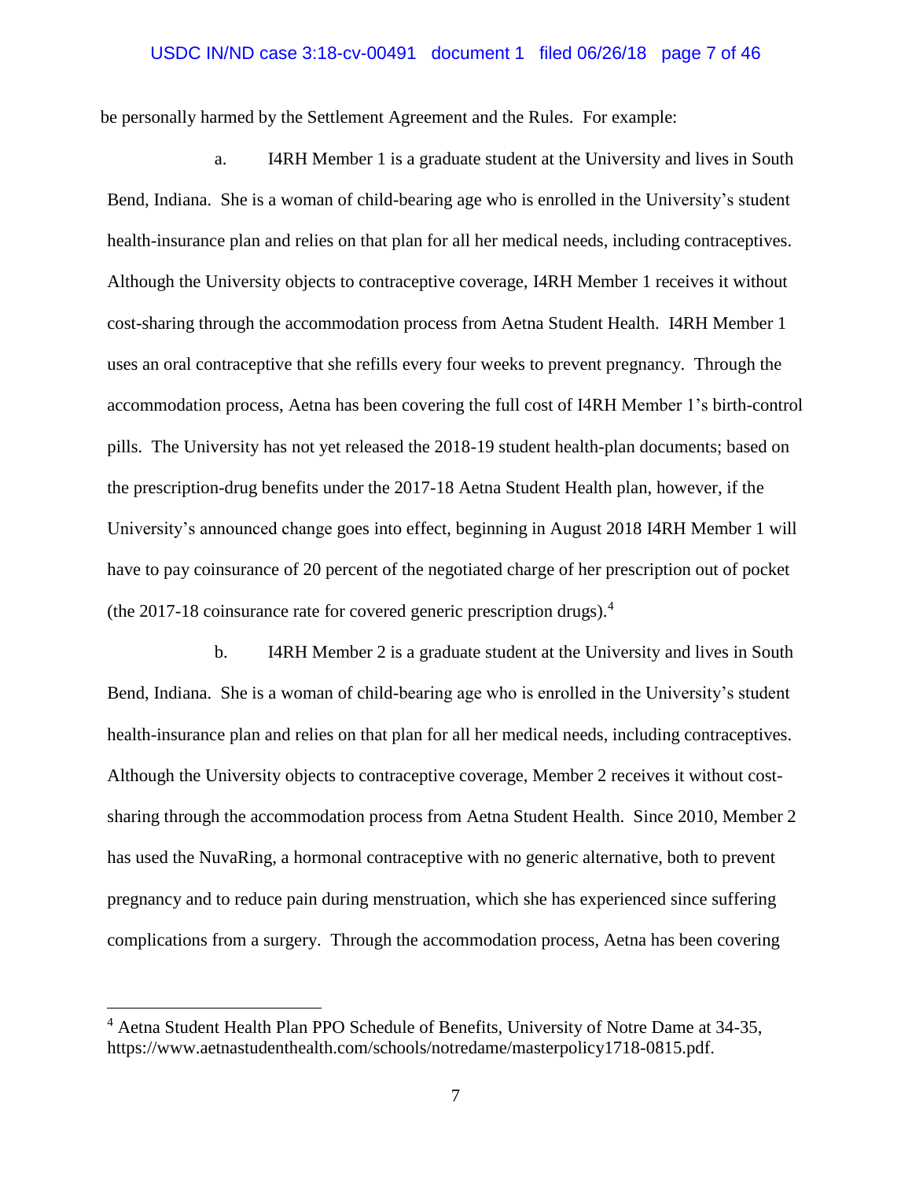be personally harmed by the Settlement Agreement and the Rules. For example:

a. I4RH Member 1 is a graduate student at the University and lives in South Bend, Indiana. She is a woman of child-bearing age who is enrolled in the University's student health-insurance plan and relies on that plan for all her medical needs, including contraceptives. Although the University objects to contraceptive coverage, I4RH Member 1 receives it without cost-sharing through the accommodation process from Aetna Student Health. I4RH Member 1 uses an oral contraceptive that she refills every four weeks to prevent pregnancy. Through the accommodation process, Aetna has been covering the full cost of I4RH Member 1's birth-control pills. The University has not yet released the 2018-19 student health-plan documents; based on the prescription-drug benefits under the 2017-18 Aetna Student Health plan, however, if the University's announced change goes into effect, beginning in August 2018 I4RH Member 1 will have to pay coinsurance of 20 percent of the negotiated charge of her prescription out of pocket (the 2017-18 coinsurance rate for covered generic prescription drugs).[4]

b. I4RH Member 2 is a graduate student at the University and lives in South Bend, Indiana. She is a woman of child-bearing age who is enrolled in the University's student health-insurance plan and relies on that plan for all her medical needs, including contraceptives. Although the University objects to contraceptive coverage, Member 2 receives it without cost-sharing through the accommodation process from Aetna Student Health. Since 2010, Member 2 has used the NuvaRing, a hormonal contraceptive with no generic alternative, both to prevent pregnancy and to reduce pain during menstruation, which she has experienced since suffering complications from a surgery. Through the accommodation process, Aetna has been covering

---

[4] Aetna Student Health Plan PPO Schedule of Benefits, University of Notre Dame at 34-35, https://www.aetnastudenthealth.com/schools/notredame/masterpolicy1718-0815.pdf.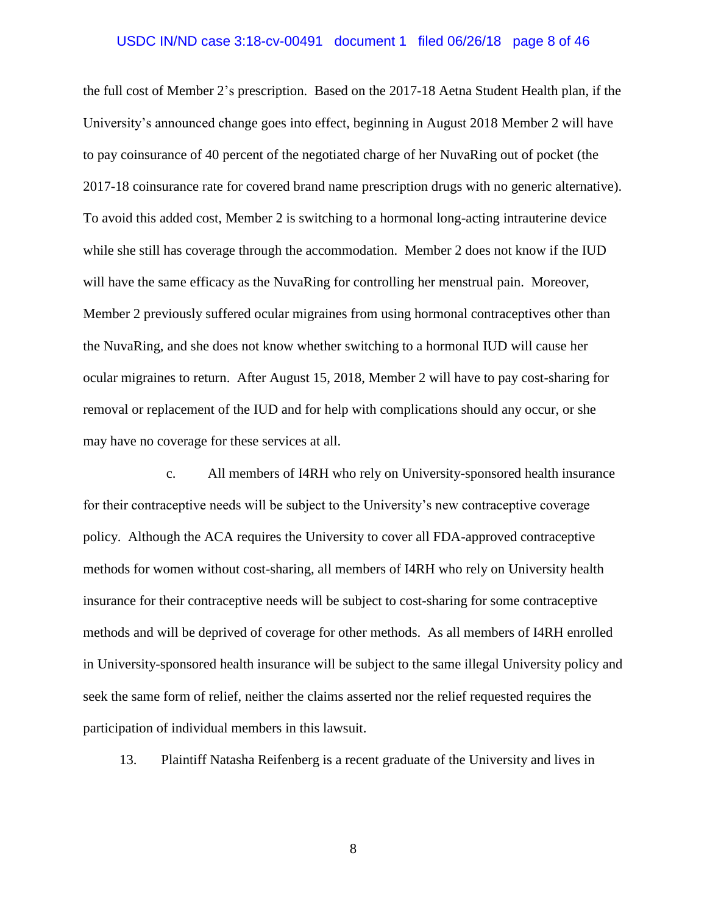the full cost of Member 2's prescription. Based on the 2017-18 Aetna Student Health plan, if the University's announced change goes into effect, beginning in August 2018 Member 2 will have to pay coinsurance of 40 percent of the negotiated charge of her NuvaRing out of pocket (the 2017-18 coinsurance rate for covered brand name prescription drugs with no generic alternative). To avoid this added cost, Member 2 is switching to a hormonal long-acting intrauterine device while she still has coverage through the accommodation. Member 2 does not know if the IUD will have the same efficacy as the NuvaRing for controlling her menstrual pain. Moreover, Member 2 previously suffered ocular migraines from using hormonal contraceptives other than the NuvaRing, and she does not know whether switching to a hormonal IUD will cause her ocular migraines to return. After August 15, 2018, Member 2 will have to pay cost-sharing for removal or replacement of the IUD and for help with complications should any occur, or she may have no coverage for these services at all.

c. All members of I4RH who rely on University-sponsored health insurance for their contraceptive needs will be subject to the University's new contraceptive coverage policy. Although the ACA requires the University to cover all FDA-approved contraceptive methods for women without cost-sharing, all members of I4RH who rely on University health insurance for their contraceptive needs will be subject to cost-sharing for some contraceptive methods and will be deprived of coverage for other methods. As all members of I4RH enrolled in University-sponsored health insurance will be subject to the same illegal University policy and seek the same form of relief, neither the claims asserted nor the relief requested requires the participation of individual members in this lawsuit.

13. Plaintiff Natasha Reifenberg is a recent graduate of the University and lives in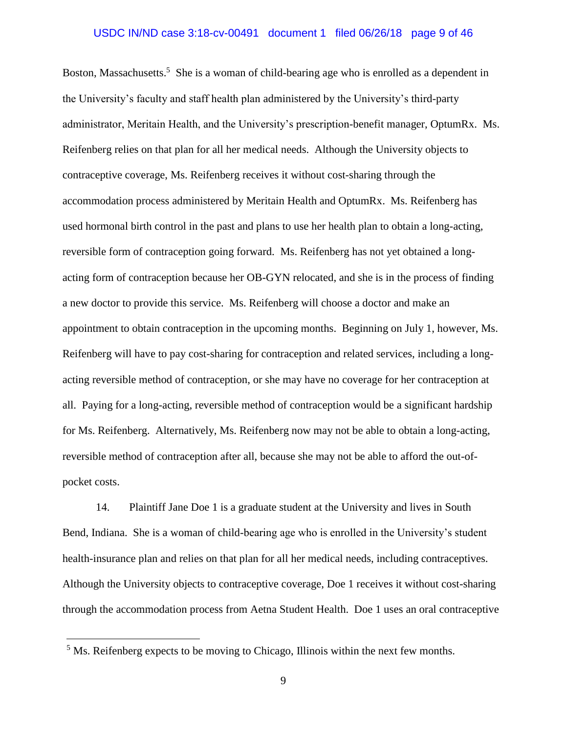Boston, Massachusetts.[5] She is a woman of child-bearing age who is enrolled as a dependent in the University's faculty and staff health plan administered by the University's third-party administrator, Meritain Health, and the University's prescription-benefit manager, OptumRx. Ms. Reifenberg relies on that plan for all her medical needs. Although the University objects to contraceptive coverage, Ms. Reifenberg receives it without cost-sharing through the accommodation process administered by Meritain Health and OptumRx. Ms. Reifenberg has used hormonal birth control in the past and plans to use her health plan to obtain a long-acting, reversible form of contraception going forward. Ms. Reifenberg has not yet obtained a long-acting form of contraception because her OB-GYN relocated, and she is in the process of finding a new doctor to provide this service. Ms. Reifenberg will choose a doctor and make an appointment to obtain contraception in the upcoming months. Beginning on July 1, however, Ms. Reifenberg will have to pay cost-sharing for contraception and related services, including a long-acting reversible method of contraception, or she may have no coverage for her contraception at all. Paying for a long-acting, reversible method of contraception would be a significant hardship for Ms. Reifenberg. Alternatively, Ms. Reifenberg now may not be able to obtain a long-acting, reversible method of contraception after all, because she may not be able to afford the out-of-pocket costs.

14. Plaintiff Jane Doe 1 is a graduate student at the University and lives in South Bend, Indiana. She is a woman of child-bearing age who is enrolled in the University's student health-insurance plan and relies on that plan for all her medical needs, including contraceptives. Although the University objects to contraceptive coverage, Doe 1 receives it without cost-sharing through the accommodation process from Aetna Student Health. Doe 1 uses an oral contraceptive

[5] Ms. Reifenberg expects to be moving to Chicago, Illinois within the next few months.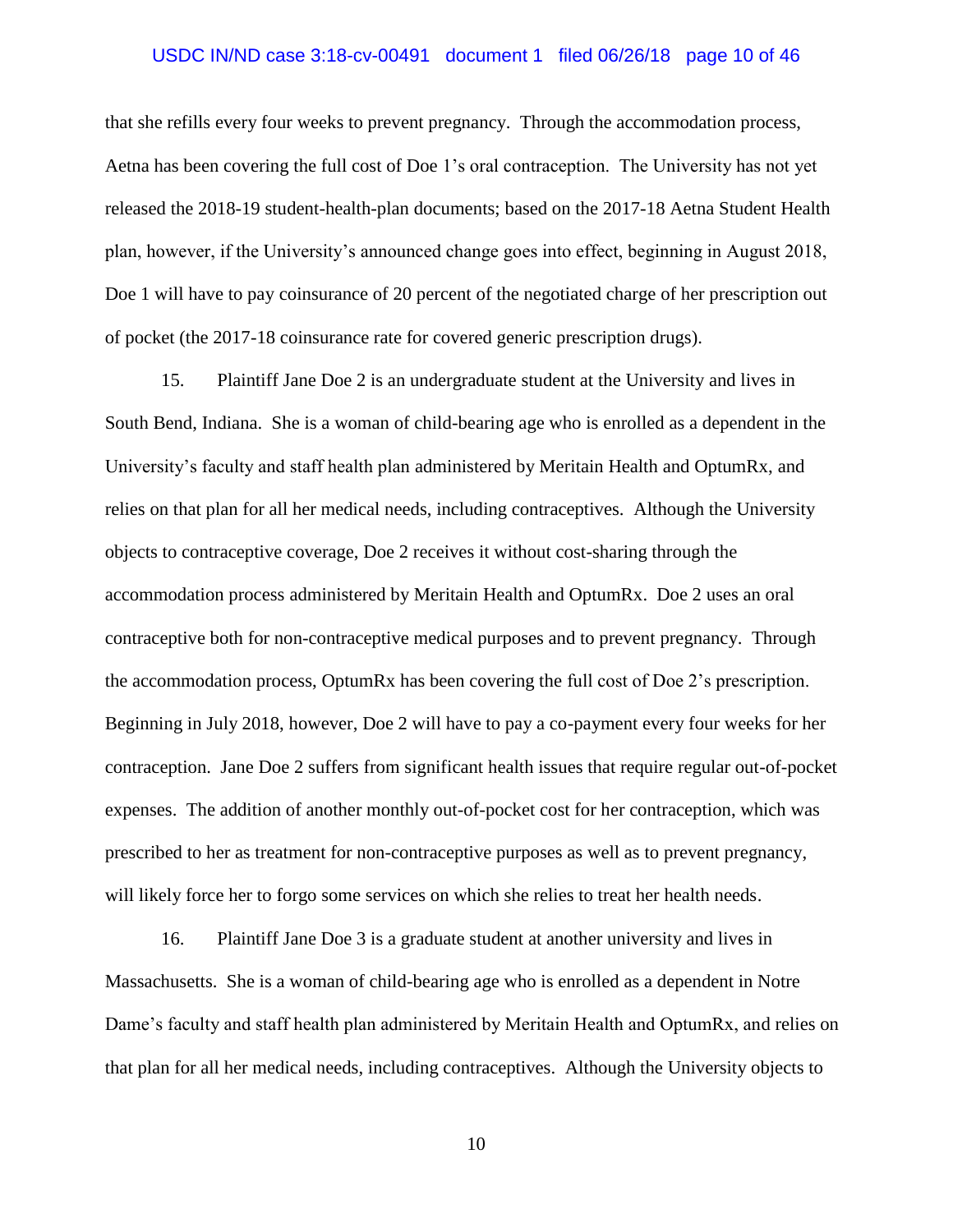that she refills every four weeks to prevent pregnancy. Through the accommodation process, Aetna has been covering the full cost of Doe 1's oral contraception. The University has not yet released the 2018-19 student-health-plan documents; based on the 2017-18 Aetna Student Health plan, however, if the University's announced change goes into effect, beginning in August 2018, Doe 1 will have to pay coinsurance of 20 percent of the negotiated charge of her prescription out of pocket (the 2017-18 coinsurance rate for covered generic prescription drugs).

15. Plaintiff Jane Doe 2 is an undergraduate student at the University and lives in South Bend, Indiana. She is a woman of child-bearing age who is enrolled as a dependent in the University's faculty and staff health plan administered by Meritain Health and OptumRx, and relies on that plan for all her medical needs, including contraceptives. Although the University objects to contraceptive coverage, Doe 2 receives it without cost-sharing through the accommodation process administered by Meritain Health and OptumRx. Doe 2 uses an oral contraceptive both for non-contraceptive medical purposes and to prevent pregnancy. Through the accommodation process, OptumRx has been covering the full cost of Doe 2's prescription. Beginning in July 2018, however, Doe 2 will have to pay a co-payment every four weeks for her contraception. Jane Doe 2 suffers from significant health issues that require regular out-of-pocket expenses. The addition of another monthly out-of-pocket cost for her contraception, which was prescribed to her as treatment for non-contraceptive purposes as well as to prevent pregnancy, will likely force her to forgo some services on which she relies to treat her health needs.

16. Plaintiff Jane Doe 3 is a graduate student at another university and lives in Massachusetts. She is a woman of child-bearing age who is enrolled as a dependent in Notre Dame's faculty and staff health plan administered by Meritain Health and OptumRx, and relies on that plan for all her medical needs, including contraceptives. Although the University objects to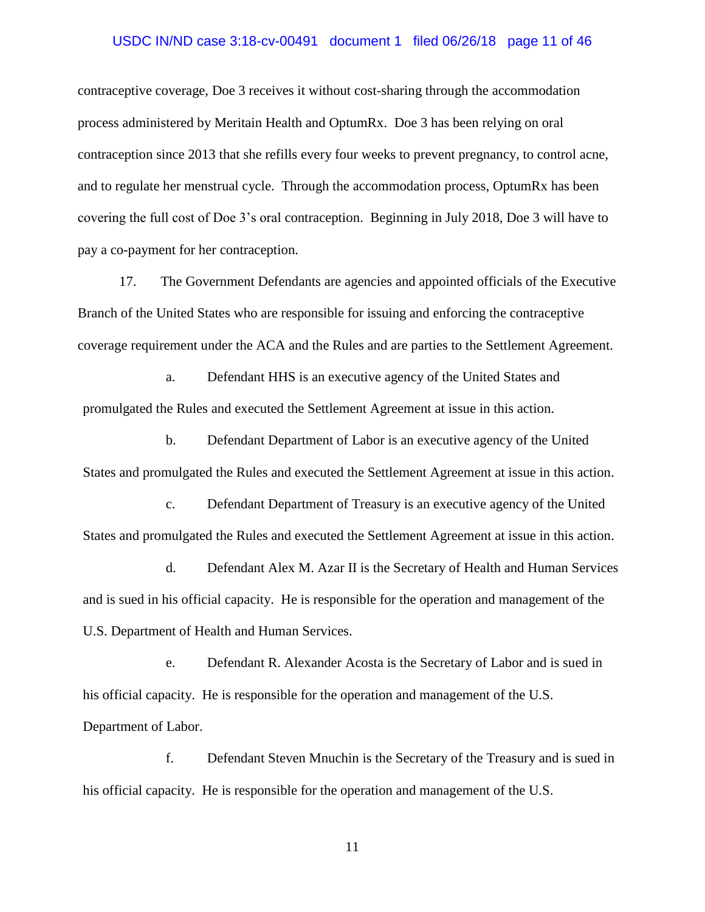contraceptive coverage, Doe 3 receives it without cost-sharing through the accommodation process administered by Meritain Health and OptumRx. Doe 3 has been relying on oral contraception since 2013 that she refills every four weeks to prevent pregnancy, to control acne, and to regulate her menstrual cycle. Through the accommodation process, OptumRx has been covering the full cost of Doe 3's oral contraception. Beginning in July 2018, Doe 3 will have to pay a co-payment for her contraception.

17. The Government Defendants are agencies and appointed officials of the Executive Branch of the United States who are responsible for issuing and enforcing the contraceptive coverage requirement under the ACA and the Rules and are parties to the Settlement Agreement.

a. Defendant HHS is an executive agency of the United States and promulgated the Rules and executed the Settlement Agreement at issue in this action.

b. Defendant Department of Labor is an executive agency of the United States and promulgated the Rules and executed the Settlement Agreement at issue in this action.

c. Defendant Department of Treasury is an executive agency of the United States and promulgated the Rules and executed the Settlement Agreement at issue in this action.

d. Defendant Alex M. Azar II is the Secretary of Health and Human Services and is sued in his official capacity. He is responsible for the operation and management of the U.S. Department of Health and Human Services.

e. Defendant R. Alexander Acosta is the Secretary of Labor and is sued in his official capacity. He is responsible for the operation and management of the U.S. Department of Labor.

f. Defendant Steven Mnuchin is the Secretary of the Treasury and is sued in his official capacity. He is responsible for the operation and management of the U.S.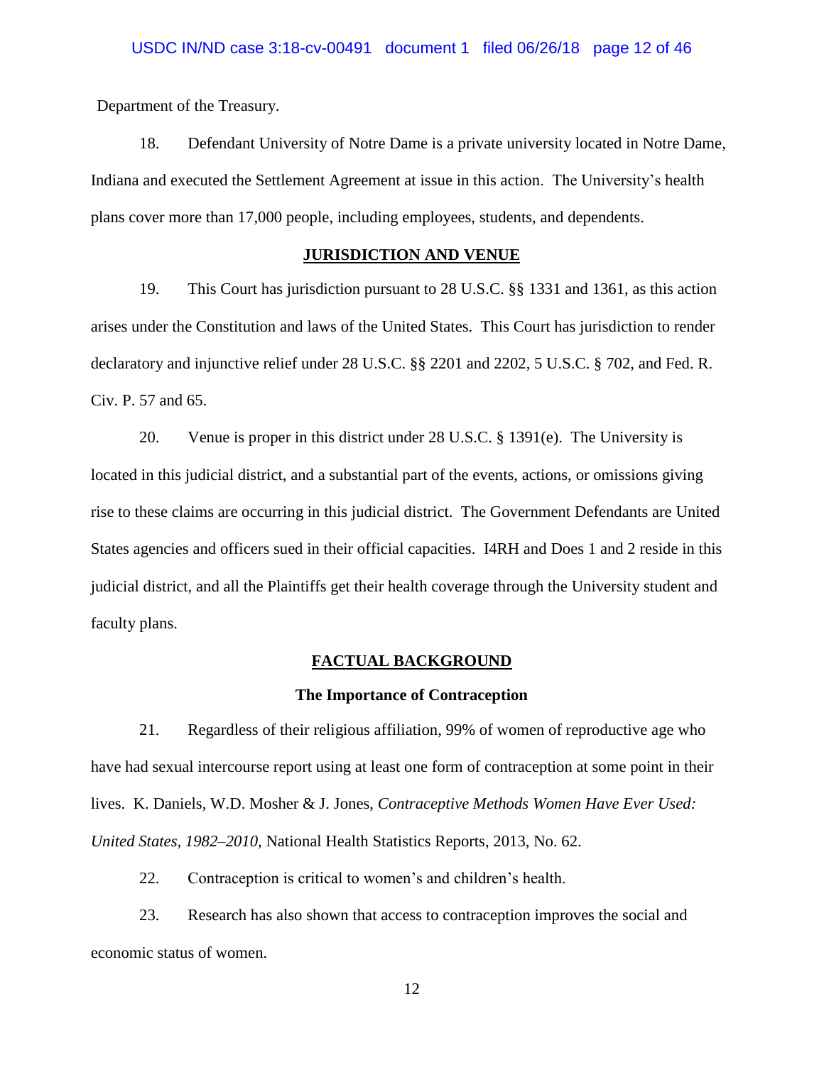Department of the Treasury.

18. Defendant University of Notre Dame is a private university located in Notre Dame, Indiana and executed the Settlement Agreement at issue in this action. The University's health plans cover more than 17,000 people, including employees, students, and dependents.

## JURISDICTION AND VENUE

19. This Court has jurisdiction pursuant to 28 U.S.C. §§ 1331 and 1361, as this action arises under the Constitution and laws of the United States. This Court has jurisdiction to render declaratory and injunctive relief under 28 U.S.C. §§ 2201 and 2202, 5 U.S.C. § 702, and Fed. R. Civ. P. 57 and 65.

20. Venue is proper in this district under 28 U.S.C. § 1391(e). The University is located in this judicial district, and a substantial part of the events, actions, or omissions giving rise to these claims are occurring in this judicial district. The Government Defendants are United States agencies and officers sued in their official capacities. I4RH and Does 1 and 2 reside in this judicial district, and all the Plaintiffs get their health coverage through the University student and faculty plans.

## FACTUAL BACKGROUND

### The Importance of Contraception

21. Regardless of their religious affiliation, 99% of women of reproductive age who have had sexual intercourse report using at least one form of contraception at some point in their lives. K. Daniels, W.D. Mosher & J. Jones, *Contraceptive Methods Women Have Ever Used: United States, 1982–2010*, National Health Statistics Reports, 2013, No. 62.

22. Contraception is critical to women's and children's health.

23. Research has also shown that access to contraception improves the social and economic status of women.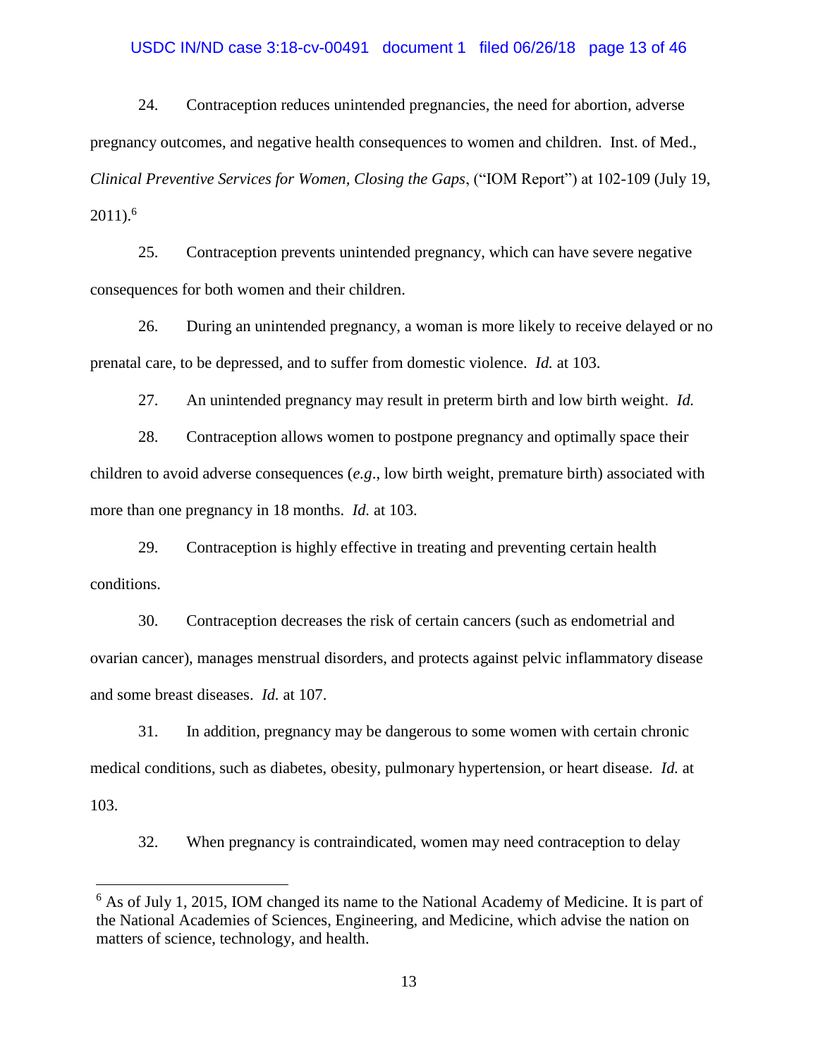24. Contraception reduces unintended pregnancies, the need for abortion, adverse pregnancy outcomes, and negative health consequences to women and children. Inst. of Med., *Clinical Preventive Services for Women, Closing the Gaps*, ("IOM Report") at 102-109 (July 19, 2011).[6]

25. Contraception prevents unintended pregnancy, which can have severe negative consequences for both women and their children.

26. During an unintended pregnancy, a woman is more likely to receive delayed or no prenatal care, to be depressed, and to suffer from domestic violence. *Id.* at 103.

27. An unintended pregnancy may result in preterm birth and low birth weight. *Id.*

28. Contraception allows women to postpone pregnancy and optimally space their children to avoid adverse consequences (*e.g*., low birth weight, premature birth) associated with more than one pregnancy in 18 months. *Id.* at 103.

29. Contraception is highly effective in treating and preventing certain health conditions.

30. Contraception decreases the risk of certain cancers (such as endometrial and ovarian cancer), manages menstrual disorders, and protects against pelvic inflammatory disease and some breast diseases. *Id.* at 107.

31. In addition, pregnancy may be dangerous to some women with certain chronic medical conditions, such as diabetes, obesity, pulmonary hypertension, or heart disease. *Id.* at 103.

32. When pregnancy is contraindicated, women may need contraception to delay

---

[6] As of July 1, 2015, IOM changed its name to the National Academy of Medicine. It is part of the National Academies of Sciences, Engineering, and Medicine, which advise the nation on matters of science, technology, and health.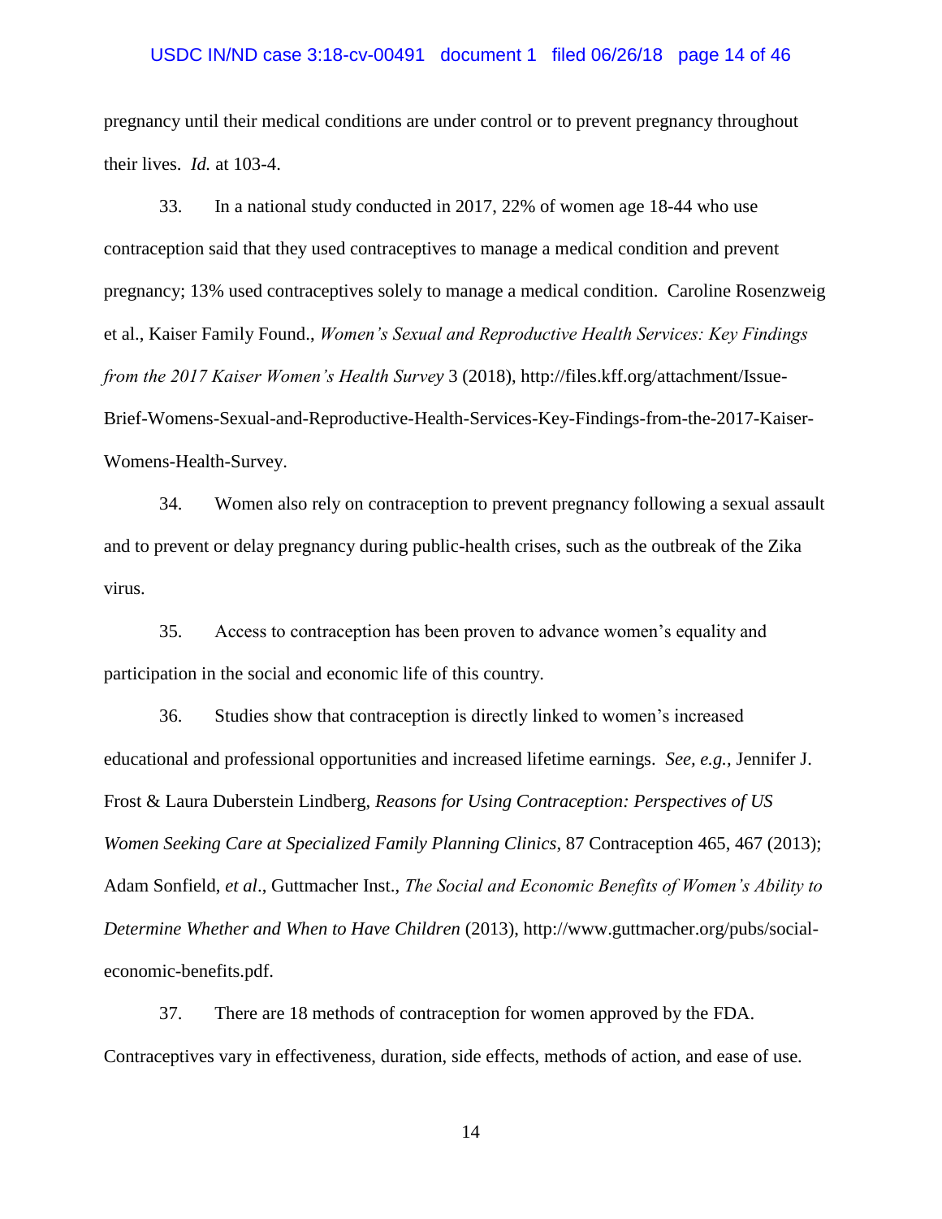pregnancy until their medical conditions are under control or to prevent pregnancy throughout their lives. *Id.* at 103-4.

33. In a national study conducted in 2017, 22% of women age 18-44 who use contraception said that they used contraceptives to manage a medical condition and prevent pregnancy; 13% used contraceptives solely to manage a medical condition. Caroline Rosenzweig et al., Kaiser Family Found., *Women's Sexual and Reproductive Health Services: Key Findings from the 2017 Kaiser Women's Health Survey* 3 (2018), http://files.kff.org/attachment/Issue-Brief-Womens-Sexual-and-Reproductive-Health-Services-Key-Findings-from-the-2017-Kaiser-Womens-Health-Survey.

34. Women also rely on contraception to prevent pregnancy following a sexual assault and to prevent or delay pregnancy during public-health crises, such as the outbreak of the Zika virus.

35. Access to contraception has been proven to advance women's equality and participation in the social and economic life of this country.

36. Studies show that contraception is directly linked to women's increased educational and professional opportunities and increased lifetime earnings. *See, e.g.,* Jennifer J. Frost & Laura Duberstein Lindberg, *Reasons for Using Contraception: Perspectives of US Women Seeking Care at Specialized Family Planning Clinics*, 87 Contraception 465, 467 (2013); Adam Sonfield, *et al*., Guttmacher Inst., *The Social and Economic Benefits of Women's Ability to Determine Whether and When to Have Children* (2013), http://www.guttmacher.org/pubs/social-economic-benefits.pdf.

37. There are 18 methods of contraception for women approved by the FDA. Contraceptives vary in effectiveness, duration, side effects, methods of action, and ease of use.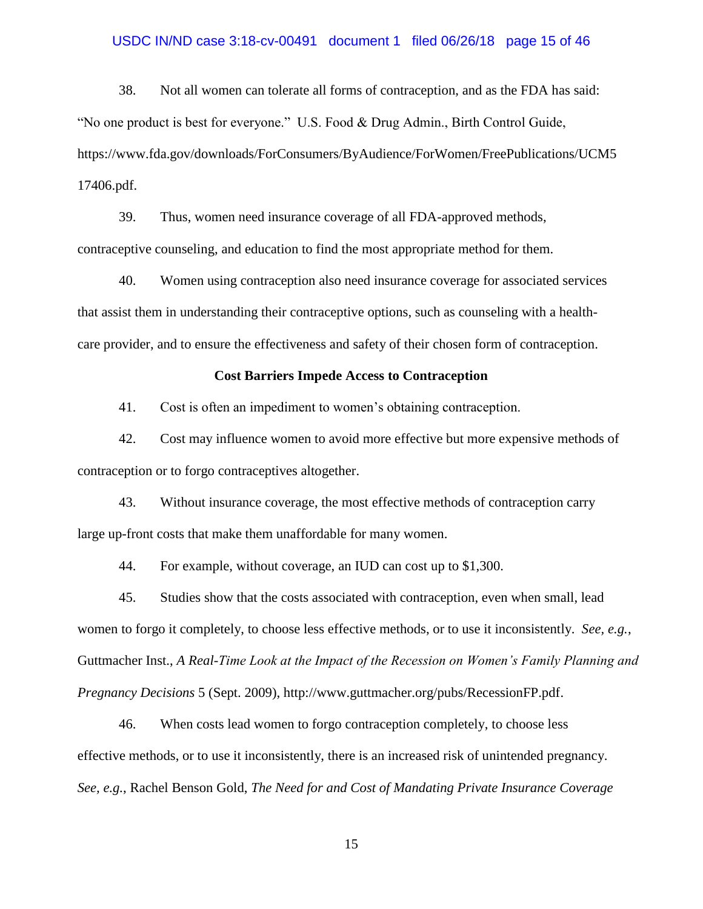38. Not all women can tolerate all forms of contraception, and as the FDA has said: "No one product is best for everyone." U.S. Food & Drug Admin., Birth Control Guide, https://www.fda.gov/downloads/ForConsumers/ByAudience/ForWomen/FreePublications/UCM517406.pdf.

39. Thus, women need insurance coverage of all FDA-approved methods, contraceptive counseling, and education to find the most appropriate method for them.

40. Women using contraception also need insurance coverage for associated services that assist them in understanding their contraceptive options, such as counseling with a health-care provider, and to ensure the effectiveness and safety of their chosen form of contraception.

**Cost Barriers Impede Access to Contraception**

41. Cost is often an impediment to women's obtaining contraception.

42. Cost may influence women to avoid more effective but more expensive methods of contraception or to forgo contraceptives altogether.

43. Without insurance coverage, the most effective methods of contraception carry large up-front costs that make them unaffordable for many women.

44. For example, without coverage, an IUD can cost up to $1,300.

45. Studies show that the costs associated with contraception, even when small, lead women to forgo it completely, to choose less effective methods, or to use it inconsistently. *See, e.g.*, Guttmacher Inst., *A Real-Time Look at the Impact of the Recession on Women's Family Planning and Pregnancy Decisions* 5 (Sept. 2009), http://www.guttmacher.org/pubs/RecessionFP.pdf.

46. When costs lead women to forgo contraception completely, to choose less effective methods, or to use it inconsistently, there is an increased risk of unintended pregnancy. *See, e.g.*, Rachel Benson Gold, *The Need for and Cost of Mandating Private Insurance Coverage*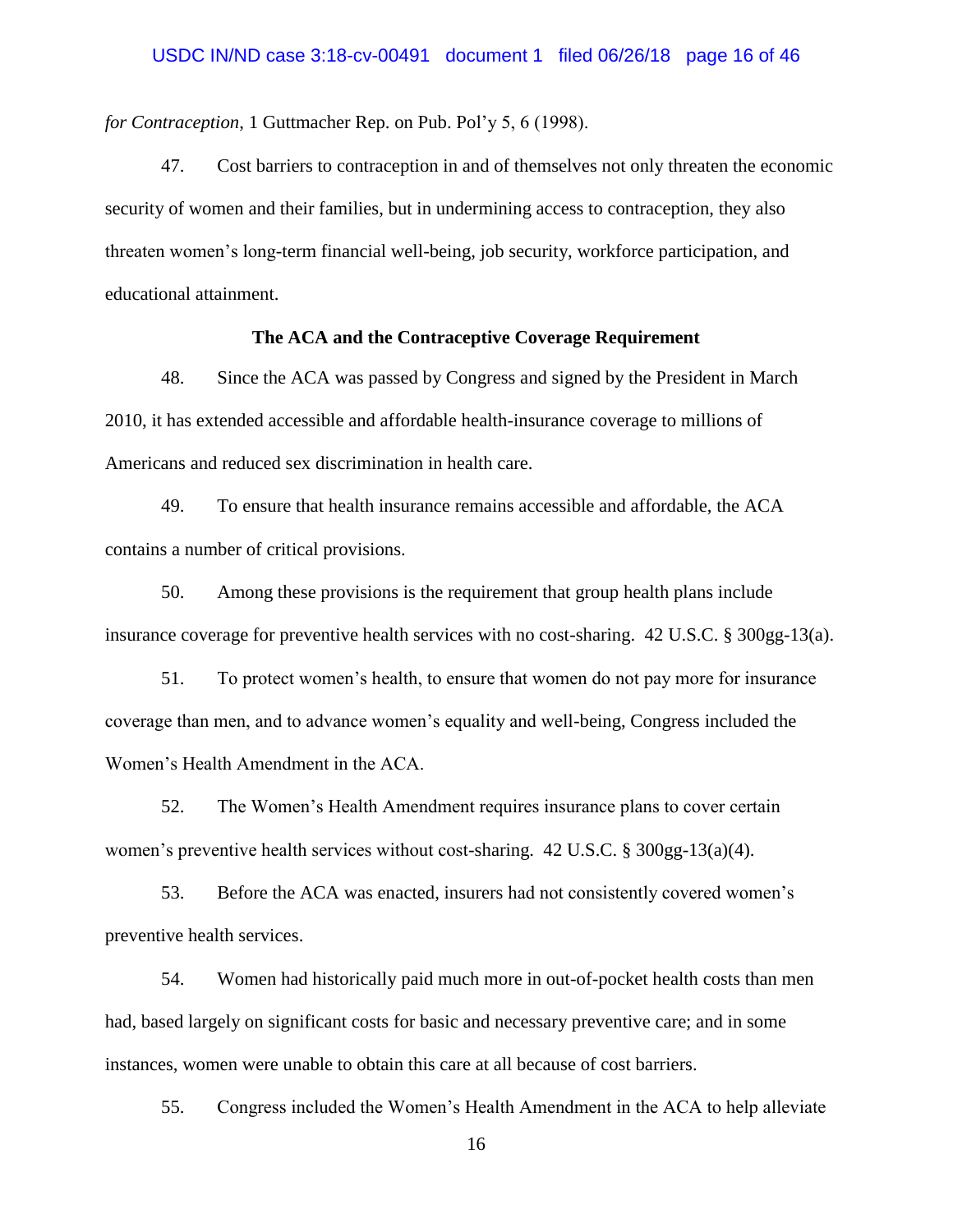*for Contraception*, 1 Guttmacher Rep. on Pub. Pol'y 5, 6 (1998).

47. Cost barriers to contraception in and of themselves not only threaten the economic security of women and their families, but in undermining access to contraception, they also threaten women's long-term financial well-being, job security, workforce participation, and educational attainment.

**The ACA and the Contraceptive Coverage Requirement**

48. Since the ACA was passed by Congress and signed by the President in March 2010, it has extended accessible and affordable health-insurance coverage to millions of Americans and reduced sex discrimination in health care.

49. To ensure that health insurance remains accessible and affordable, the ACA contains a number of critical provisions.

50. Among these provisions is the requirement that group health plans include insurance coverage for preventive health services with no cost-sharing. 42 U.S.C. § 300gg-13(a).

51. To protect women's health, to ensure that women do not pay more for insurance coverage than men, and to advance women's equality and well-being, Congress included the Women's Health Amendment in the ACA.

52. The Women's Health Amendment requires insurance plans to cover certain women's preventive health services without cost-sharing. 42 U.S.C. § 300gg-13(a)(4).

53. Before the ACA was enacted, insurers had not consistently covered women's preventive health services.

54. Women had historically paid much more in out-of-pocket health costs than men had, based largely on significant costs for basic and necessary preventive care; and in some instances, women were unable to obtain this care at all because of cost barriers.

55. Congress included the Women's Health Amendment in the ACA to help alleviate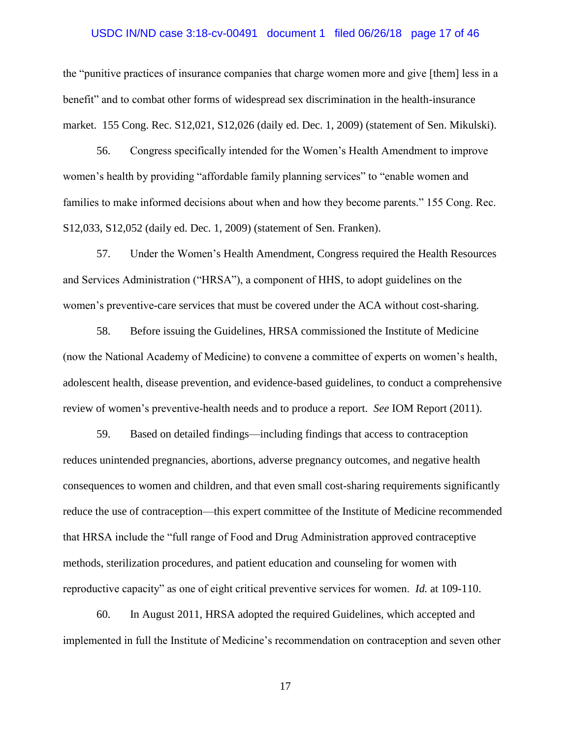the "punitive practices of insurance companies that charge women more and give [them] less in a benefit" and to combat other forms of widespread sex discrimination in the health-insurance market. 155 Cong. Rec. S12,021, S12,026 (daily ed. Dec. 1, 2009) (statement of Sen. Mikulski).

56. Congress specifically intended for the Women's Health Amendment to improve women's health by providing "affordable family planning services" to "enable women and families to make informed decisions about when and how they become parents." 155 Cong. Rec. S12,033, S12,052 (daily ed. Dec. 1, 2009) (statement of Sen. Franken).

57. Under the Women's Health Amendment, Congress required the Health Resources and Services Administration ("HRSA"), a component of HHS, to adopt guidelines on the women's preventive-care services that must be covered under the ACA without cost-sharing.

58. Before issuing the Guidelines, HRSA commissioned the Institute of Medicine (now the National Academy of Medicine) to convene a committee of experts on women's health, adolescent health, disease prevention, and evidence-based guidelines, to conduct a comprehensive review of women's preventive-health needs and to produce a report. *See* IOM Report (2011).

59. Based on detailed findings—including findings that access to contraception reduces unintended pregnancies, abortions, adverse pregnancy outcomes, and negative health consequences to women and children, and that even small cost-sharing requirements significantly reduce the use of contraception—this expert committee of the Institute of Medicine recommended that HRSA include the "full range of Food and Drug Administration approved contraceptive methods, sterilization procedures, and patient education and counseling for women with reproductive capacity" as one of eight critical preventive services for women. *Id.* at 109-110.

60. In August 2011, HRSA adopted the required Guidelines, which accepted and implemented in full the Institute of Medicine's recommendation on contraception and seven other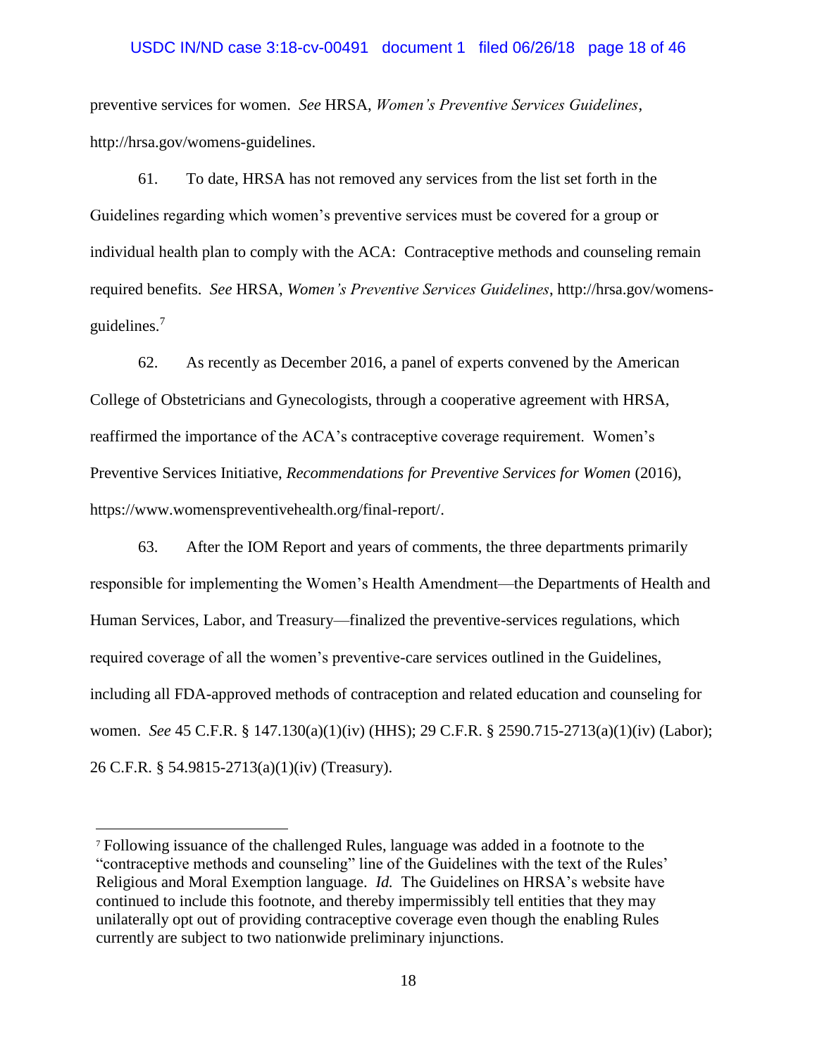preventive services for women. *See* HRSA, *Women's Preventive Services Guidelines*, http://hrsa.gov/womens-guidelines.

61. To date, HRSA has not removed any services from the list set forth in the Guidelines regarding which women's preventive services must be covered for a group or individual health plan to comply with the ACA: Contraceptive methods and counseling remain required benefits. *See* HRSA, *Women's Preventive Services Guidelines*, http://hrsa.gov/womens-guidelines.[7]

62. As recently as December 2016, a panel of experts convened by the American College of Obstetricians and Gynecologists, through a cooperative agreement with HRSA, reaffirmed the importance of the ACA's contraceptive coverage requirement. Women's Preventive Services Initiative, *Recommendations for Preventive Services for Women* (2016), https://www.womenspreventivehealth.org/final-report/.

63. After the IOM Report and years of comments, the three departments primarily responsible for implementing the Women's Health Amendment—the Departments of Health and Human Services, Labor, and Treasury—finalized the preventive-services regulations, which required coverage of all the women's preventive-care services outlined in the Guidelines, including all FDA-approved methods of contraception and related education and counseling for women. *See* 45 C.F.R. § 147.130(a)(1)(iv) (HHS); 29 C.F.R. § 2590.715-2713(a)(1)(iv) (Labor); 26 C.F.R. § 54.9815-2713(a)(1)(iv) (Treasury).

---

[7] Following issuance of the challenged Rules, language was added in a footnote to the "contraceptive methods and counseling" line of the Guidelines with the text of the Rules' Religious and Moral Exemption language. *Id.* The Guidelines on HRSA's website have continued to include this footnote, and thereby impermissibly tell entities that they may unilaterally opt out of providing contraceptive coverage even though the enabling Rules currently are subject to two nationwide preliminary injunctions.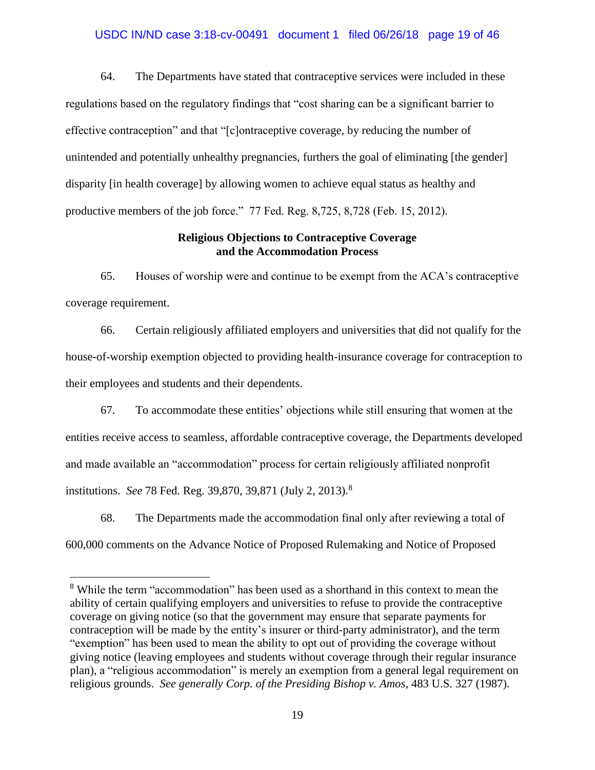64. The Departments have stated that contraceptive services were included in these regulations based on the regulatory findings that "cost sharing can be a significant barrier to effective contraception" and that "[c]ontraceptive coverage, by reducing the number of unintended and potentially unhealthy pregnancies, furthers the goal of eliminating [the gender] disparity [in health coverage] by allowing women to achieve equal status as healthy and productive members of the job force." 77 Fed. Reg. 8,725, 8,728 (Feb. 15, 2012).

**Religious Objections to Contraceptive Coverage and the Accommodation Process**

65. Houses of worship were and continue to be exempt from the ACA's contraceptive coverage requirement.

66. Certain religiously affiliated employers and universities that did not qualify for the house-of-worship exemption objected to providing health-insurance coverage for contraception to their employees and students and their dependents.

67. To accommodate these entities' objections while still ensuring that women at the entities receive access to seamless, affordable contraceptive coverage, the Departments developed and made available an "accommodation" process for certain religiously affiliated nonprofit institutions. *See* 78 Fed. Reg. 39,870, 39,871 (July 2, 2013).[8]

68. The Departments made the accommodation final only after reviewing a total of 600,000 comments on the Advance Notice of Proposed Rulemaking and Notice of Proposed

---

[8] While the term "accommodation" has been used as a shorthand in this context to mean the ability of certain qualifying employers and universities to refuse to provide the contraceptive coverage on giving notice (so that the government may ensure that separate payments for contraception will be made by the entity's insurer or third-party administrator), and the term "exemption" has been used to mean the ability to opt out of providing the coverage without giving notice (leaving employees and students without coverage through their regular insurance plan), a "religious accommodation" is merely an exemption from a general legal requirement on religious grounds. *See generally Corp. of the Presiding Bishop v. Amos*, 483 U.S. 327 (1987).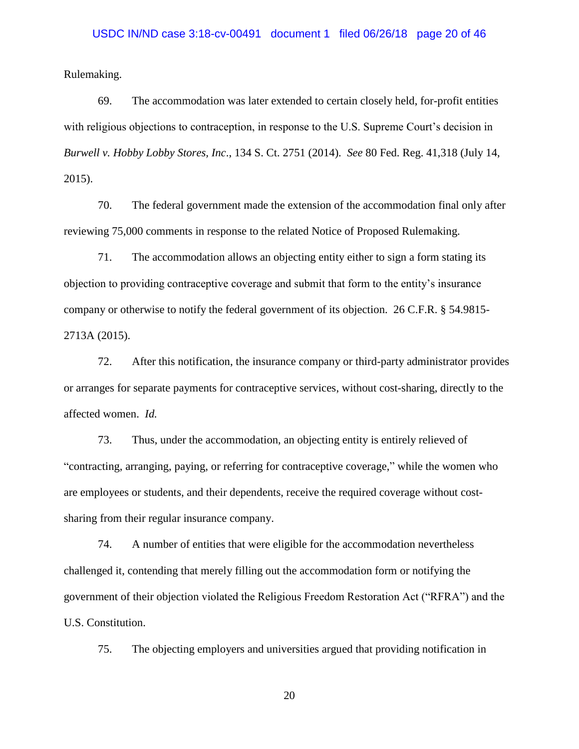Rulemaking.

69. The accommodation was later extended to certain closely held, for-profit entities with religious objections to contraception, in response to the U.S. Supreme Court's decision in *Burwell v. Hobby Lobby Stores, Inc*., 134 S. Ct. 2751 (2014). *See* 80 Fed. Reg. 41,318 (July 14, 2015).

70. The federal government made the extension of the accommodation final only after reviewing 75,000 comments in response to the related Notice of Proposed Rulemaking.

71. The accommodation allows an objecting entity either to sign a form stating its objection to providing contraceptive coverage and submit that form to the entity's insurance company or otherwise to notify the federal government of its objection. 26 C.F.R. § 54.9815-2713A (2015).

72. After this notification, the insurance company or third-party administrator provides or arranges for separate payments for contraceptive services, without cost-sharing, directly to the affected women. *Id.*

73. Thus, under the accommodation, an objecting entity is entirely relieved of "contracting, arranging, paying, or referring for contraceptive coverage," while the women who are employees or students, and their dependents, receive the required coverage without cost-sharing from their regular insurance company.

74. A number of entities that were eligible for the accommodation nevertheless challenged it, contending that merely filling out the accommodation form or notifying the government of their objection violated the Religious Freedom Restoration Act ("RFRA") and the U.S. Constitution.

75. The objecting employers and universities argued that providing notification in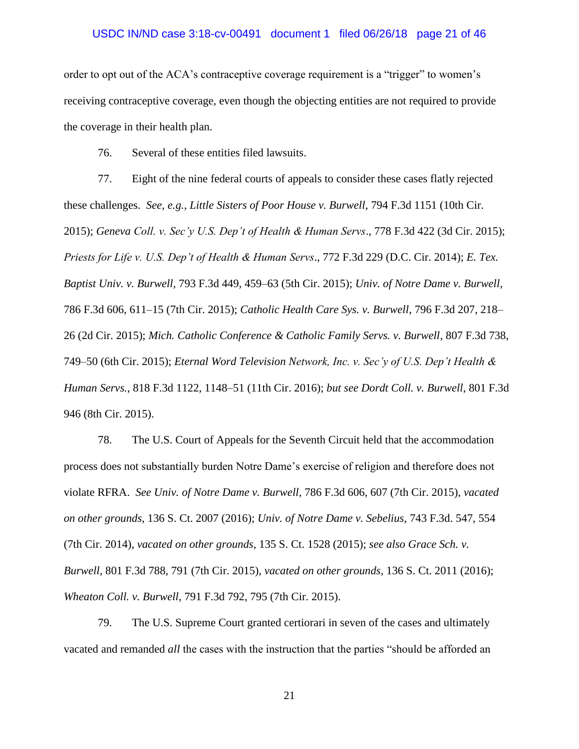order to opt out of the ACA's contraceptive coverage requirement is a "trigger" to women's receiving contraceptive coverage, even though the objecting entities are not required to provide the coverage in their health plan.

76. Several of these entities filed lawsuits.

77. Eight of the nine federal courts of appeals to consider these cases flatly rejected these challenges. *See, e.g.*, *Little Sisters of Poor House v. Burwell*, 794 F.3d 1151 (10th Cir. 2015); *Geneva Coll. v. Sec'y U.S. Dep't of Health & Human Servs*., 778 F.3d 422 (3d Cir. 2015); *Priests for Life v. U.S. Dep't of Health & Human Servs*., 772 F.3d 229 (D.C. Cir. 2014); *E. Tex. Baptist Univ. v. Burwell*, 793 F.3d 449, 459–63 (5th Cir. 2015); *Univ. of Notre Dame v. Burwell*, 786 F.3d 606, 611–15 (7th Cir. 2015); *Catholic Health Care Sys. v. Burwell*, 796 F.3d 207, 218–26 (2d Cir. 2015); *Mich. Catholic Conference & Catholic Family Servs. v. Burwell*, 807 F.3d 738, 749–50 (6th Cir. 2015); *Eternal Word Television Network, Inc. v. Sec'y of U.S. Dep't Health & Human Servs.*, 818 F.3d 1122, 1148–51 (11th Cir. 2016); *but see Dordt Coll. v. Burwell*, 801 F.3d 946 (8th Cir. 2015).

78. The U.S. Court of Appeals for the Seventh Circuit held that the accommodation process does not substantially burden Notre Dame's exercise of religion and therefore does not violate RFRA. *See Univ. of Notre Dame v. Burwell*, 786 F.3d 606, 607 (7th Cir. 2015), *vacated on other grounds*, 136 S. Ct. 2007 (2016); *Univ. of Notre Dame v. Sebelius*, 743 F.3d. 547, 554 (7th Cir. 2014), *vacated on other grounds*, 135 S. Ct. 1528 (2015); *see also Grace Sch. v. Burwell*, 801 F.3d 788, 791 (7th Cir. 2015), *vacated on other grounds*, 136 S. Ct. 2011 (2016); *Wheaton Coll. v. Burwell*, 791 F.3d 792, 795 (7th Cir. 2015).

79. The U.S. Supreme Court granted certiorari in seven of the cases and ultimately vacated and remanded *all* the cases with the instruction that the parties "should be afforded an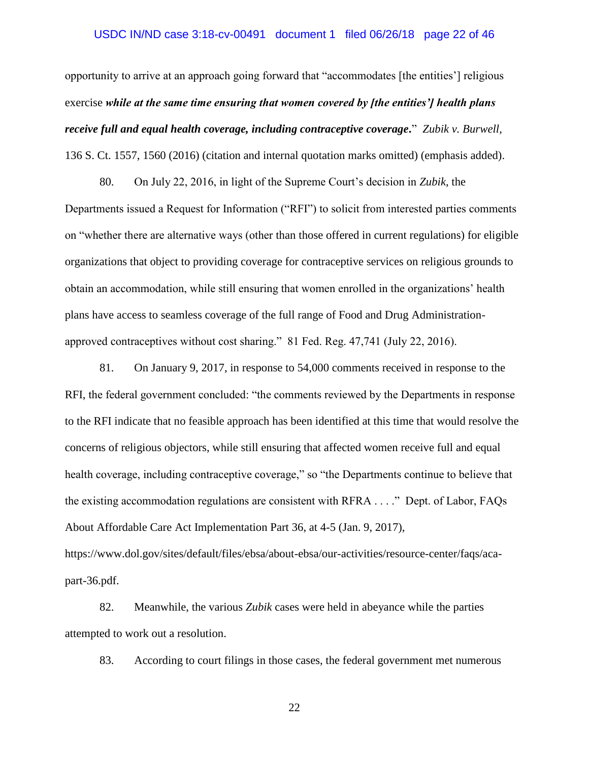opportunity to arrive at an approach going forward that "accommodates [the entities'] religious exercise ***while at the same time ensuring that women covered by [the entities'] health plans receive full and equal health coverage, including contraceptive coverage*.**" *Zubik v. Burwell*, 136 S. Ct. 1557, 1560 (2016) (citation and internal quotation marks omitted) (emphasis added).

80. On July 22, 2016, in light of the Supreme Court's decision in *Zubik*, the Departments issued a Request for Information ("RFI") to solicit from interested parties comments on "whether there are alternative ways (other than those offered in current regulations) for eligible organizations that object to providing coverage for contraceptive services on religious grounds to obtain an accommodation, while still ensuring that women enrolled in the organizations' health plans have access to seamless coverage of the full range of Food and Drug Administration-approved contraceptives without cost sharing." 81 Fed. Reg. 47,741 (July 22, 2016).

81. On January 9, 2017, in response to 54,000 comments received in response to the RFI, the federal government concluded: "the comments reviewed by the Departments in response to the RFI indicate that no feasible approach has been identified at this time that would resolve the concerns of religious objectors, while still ensuring that affected women receive full and equal health coverage, including contraceptive coverage," so "the Departments continue to believe that the existing accommodation regulations are consistent with RFRA . . . ." Dept. of Labor, FAQs About Affordable Care Act Implementation Part 36, at 4-5 (Jan. 9, 2017), https://www.dol.gov/sites/default/files/ebsa/about-ebsa/our-activities/resource-center/faqs/aca-part-36.pdf.

82. Meanwhile, the various *Zubik* cases were held in abeyance while the parties attempted to work out a resolution.

83. According to court filings in those cases, the federal government met numerous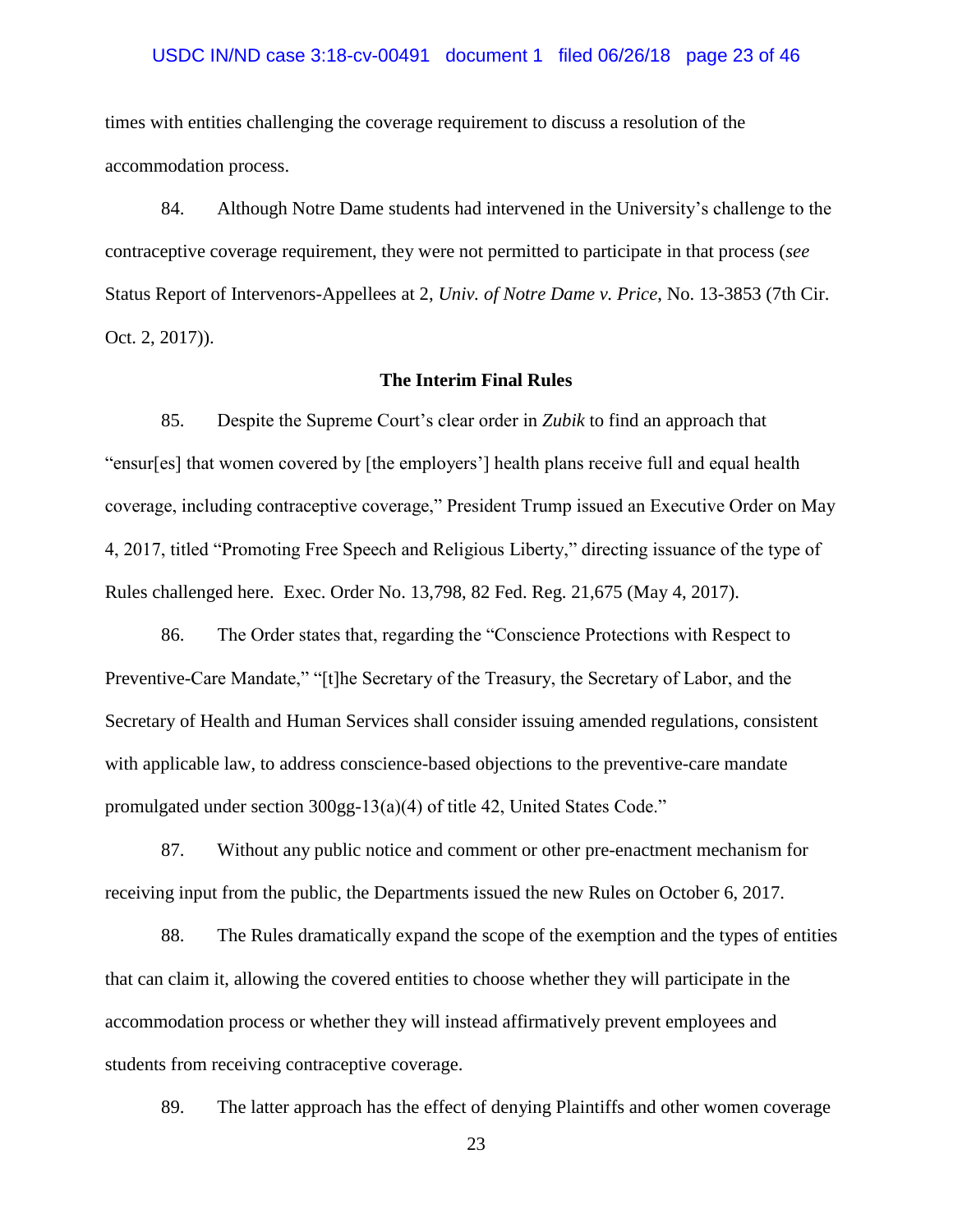times with entities challenging the coverage requirement to discuss a resolution of the accommodation process.

84. Although Notre Dame students had intervened in the University's challenge to the contraceptive coverage requirement, they were not permitted to participate in that process (*see* Status Report of Intervenors-Appellees at 2, *Univ. of Notre Dame v. Price*, No. 13-3853 (7th Cir. Oct. 2, 2017)).

**The Interim Final Rules**

85. Despite the Supreme Court's clear order in *Zubik* to find an approach that "ensur[es] that women covered by [the employers'] health plans receive full and equal health coverage, including contraceptive coverage," President Trump issued an Executive Order on May 4, 2017, titled "Promoting Free Speech and Religious Liberty," directing issuance of the type of Rules challenged here. Exec. Order No. 13,798, 82 Fed. Reg. 21,675 (May 4, 2017).

86. The Order states that, regarding the "Conscience Protections with Respect to Preventive-Care Mandate," "[t]he Secretary of the Treasury, the Secretary of Labor, and the Secretary of Health and Human Services shall consider issuing amended regulations, consistent with applicable law, to address conscience-based objections to the preventive-care mandate promulgated under section 300gg-13(a)(4) of title 42, United States Code."

87. Without any public notice and comment or other pre-enactment mechanism for receiving input from the public, the Departments issued the new Rules on October 6, 2017.

88. The Rules dramatically expand the scope of the exemption and the types of entities that can claim it, allowing the covered entities to choose whether they will participate in the accommodation process or whether they will instead affirmatively prevent employees and students from receiving contraceptive coverage.

89. The latter approach has the effect of denying Plaintiffs and other women coverage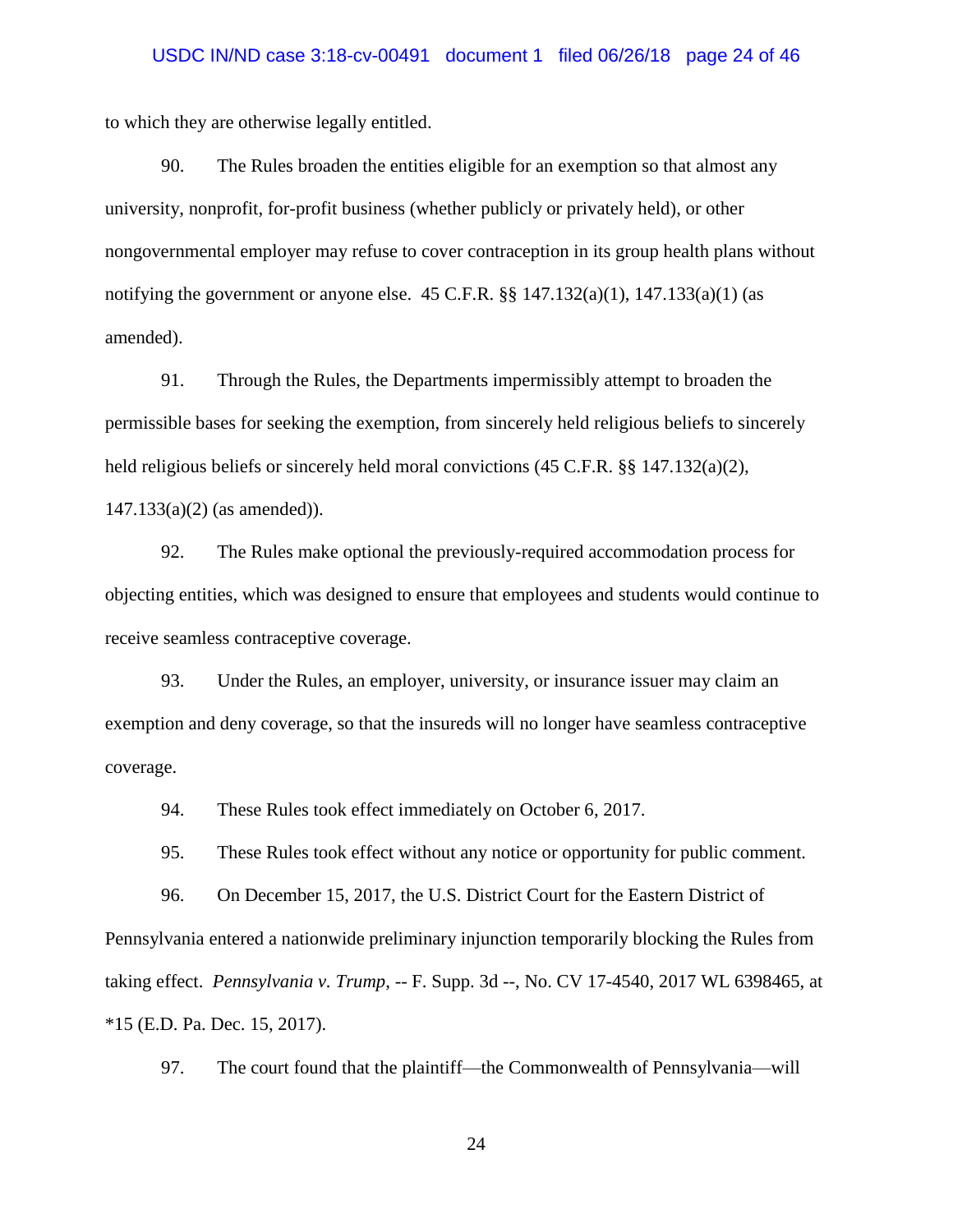to which they are otherwise legally entitled.

90. The Rules broaden the entities eligible for an exemption so that almost any university, nonprofit, for-profit business (whether publicly or privately held), or other nongovernmental employer may refuse to cover contraception in its group health plans without notifying the government or anyone else. 45 C.F.R. §§ 147.132(a)(1), 147.133(a)(1) (as amended).

91. Through the Rules, the Departments impermissibly attempt to broaden the permissible bases for seeking the exemption, from sincerely held religious beliefs to sincerely held religious beliefs or sincerely held moral convictions (45 C.F.R. §§ 147.132(a)(2), 147.133(a)(2) (as amended)).

92. The Rules make optional the previously-required accommodation process for objecting entities, which was designed to ensure that employees and students would continue to receive seamless contraceptive coverage.

93. Under the Rules, an employer, university, or insurance issuer may claim an exemption and deny coverage, so that the insureds will no longer have seamless contraceptive coverage.

94. These Rules took effect immediately on October 6, 2017.

95. These Rules took effect without any notice or opportunity for public comment.

96. On December 15, 2017, the U.S. District Court for the Eastern District of Pennsylvania entered a nationwide preliminary injunction temporarily blocking the Rules from taking effect. *Pennsylvania v. Trump*, -- F. Supp. 3d --, No. CV 17-4540, 2017 WL 6398465, at *15 (E.D. Pa. Dec. 15, 2017).

97. The court found that the plaintiff—the Commonwealth of Pennsylvania—will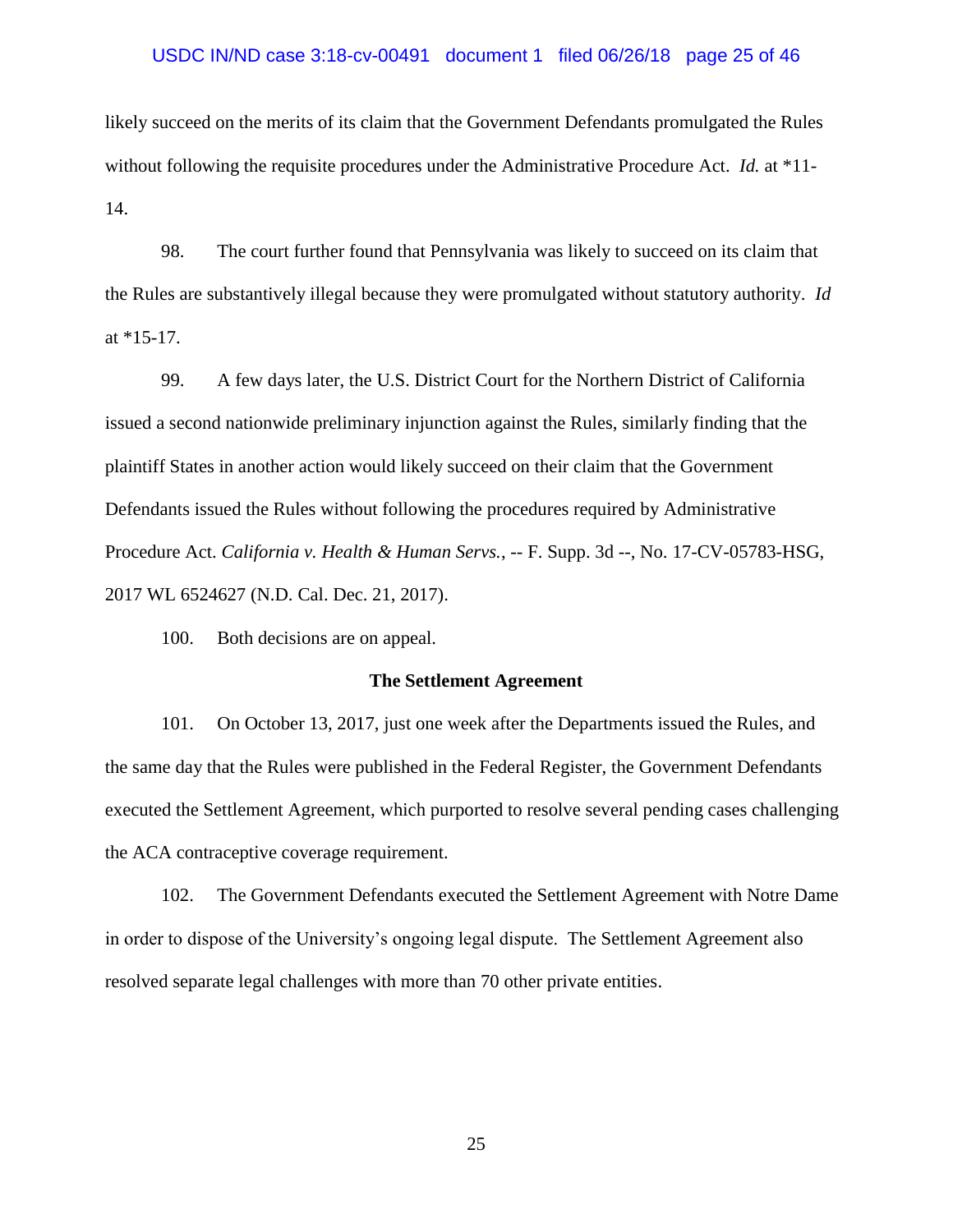likely succeed on the merits of its claim that the Government Defendants promulgated the Rules without following the requisite procedures under the Administrative Procedure Act. *Id.* at *11-14.

98. The court further found that Pennsylvania was likely to succeed on its claim that the Rules are substantively illegal because they were promulgated without statutory authority. *Id* at *15-17.

99. A few days later, the U.S. District Court for the Northern District of California issued a second nationwide preliminary injunction against the Rules, similarly finding that the plaintiff States in another action would likely succeed on their claim that the Government Defendants issued the Rules without following the procedures required by Administrative Procedure Act. *California v. Health & Human Servs.*, -- F. Supp. 3d --, No. 17-CV-05783-HSG, 2017 WL 6524627 (N.D. Cal. Dec. 21, 2017).

100. Both decisions are on appeal.

**The Settlement Agreement**

101. On October 13, 2017, just one week after the Departments issued the Rules, and the same day that the Rules were published in the Federal Register, the Government Defendants executed the Settlement Agreement, which purported to resolve several pending cases challenging the ACA contraceptive coverage requirement.

102. The Government Defendants executed the Settlement Agreement with Notre Dame in order to dispose of the University's ongoing legal dispute. The Settlement Agreement also resolved separate legal challenges with more than 70 other private entities.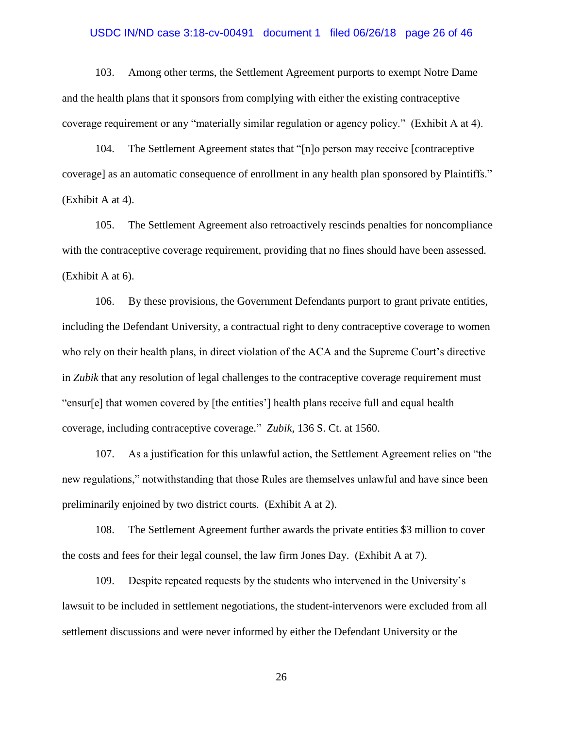103. Among other terms, the Settlement Agreement purports to exempt Notre Dame and the health plans that it sponsors from complying with either the existing contraceptive coverage requirement or any "materially similar regulation or agency policy." (Exhibit A at 4).

104. The Settlement Agreement states that "[n]o person may receive [contraceptive coverage] as an automatic consequence of enrollment in any health plan sponsored by Plaintiffs." (Exhibit A at 4).

105. The Settlement Agreement also retroactively rescinds penalties for noncompliance with the contraceptive coverage requirement, providing that no fines should have been assessed. (Exhibit A at 6).

106. By these provisions, the Government Defendants purport to grant private entities, including the Defendant University, a contractual right to deny contraceptive coverage to women who rely on their health plans, in direct violation of the ACA and the Supreme Court's directive in *Zubik* that any resolution of legal challenges to the contraceptive coverage requirement must "ensur[e] that women covered by [the entities'] health plans receive full and equal health coverage, including contraceptive coverage." *Zubik*, 136 S. Ct. at 1560.

107. As a justification for this unlawful action, the Settlement Agreement relies on "the new regulations," notwithstanding that those Rules are themselves unlawful and have since been preliminarily enjoined by two district courts. (Exhibit A at 2).

108. The Settlement Agreement further awards the private entities $3 million to cover the costs and fees for their legal counsel, the law firm Jones Day. (Exhibit A at 7).

109. Despite repeated requests by the students who intervened in the University's lawsuit to be included in settlement negotiations, the student-intervenors were excluded from all settlement discussions and were never informed by either the Defendant University or the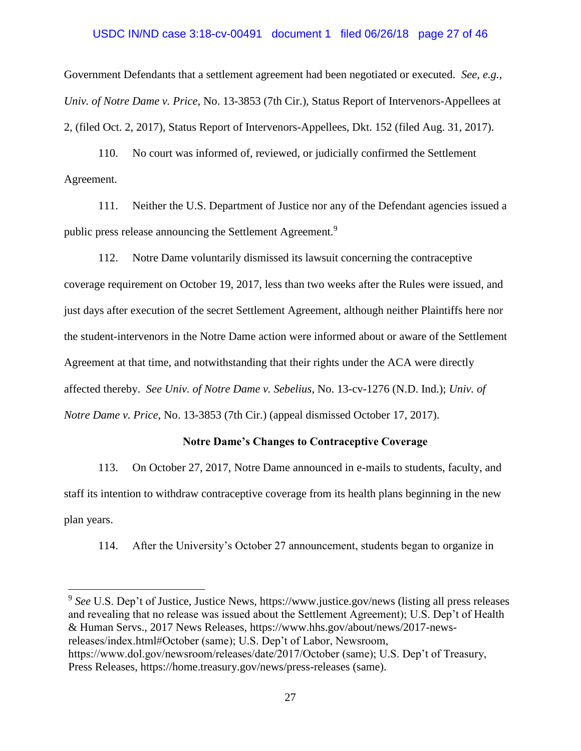Government Defendants that a settlement agreement had been negotiated or executed. *See, e.g.*, *Univ. of Notre Dame v. Price*, No. 13-3853 (7th Cir.), Status Report of Intervenors-Appellees at 2, (filed Oct. 2, 2017), Status Report of Intervenors-Appellees, Dkt. 152 (filed Aug. 31, 2017).

110. No court was informed of, reviewed, or judicially confirmed the Settlement Agreement.

111. Neither the U.S. Department of Justice nor any of the Defendant agencies issued a public press release announcing the Settlement Agreement.[9]

112. Notre Dame voluntarily dismissed its lawsuit concerning the contraceptive coverage requirement on October 19, 2017, less than two weeks after the Rules were issued, and just days after execution of the secret Settlement Agreement, although neither Plaintiffs here nor the student-intervenors in the Notre Dame action were informed about or aware of the Settlement Agreement at that time, and notwithstanding that their rights under the ACA were directly affected thereby. *See Univ. of Notre Dame v. Sebelius*, No. 13-cv-1276 (N.D. Ind.); *Univ. of Notre Dame v. Price*, No. 13-3853 (7th Cir.) (appeal dismissed October 17, 2017).

**Notre Dame's Changes to Contraceptive Coverage**

113. On October 27, 2017, Notre Dame announced in e-mails to students, faculty, and staff its intention to withdraw contraceptive coverage from its health plans beginning in the new plan years.

114. After the University's October 27 announcement, students began to organize in

---

[9] *See* U.S. Dep't of Justice, Justice News, https://www.justice.gov/news (listing all press releases and revealing that no release was issued about the Settlement Agreement); U.S. Dep't of Health & Human Servs., 2017 News Releases, https://www.hhs.gov/about/news/2017-news-releases/index.html#October (same); U.S. Dep't of Labor, Newsroom, https://www.dol.gov/newsroom/releases/date/2017/October (same); U.S. Dep't of Treasury, Press Releases, https://home.treasury.gov/news/press-releases (same).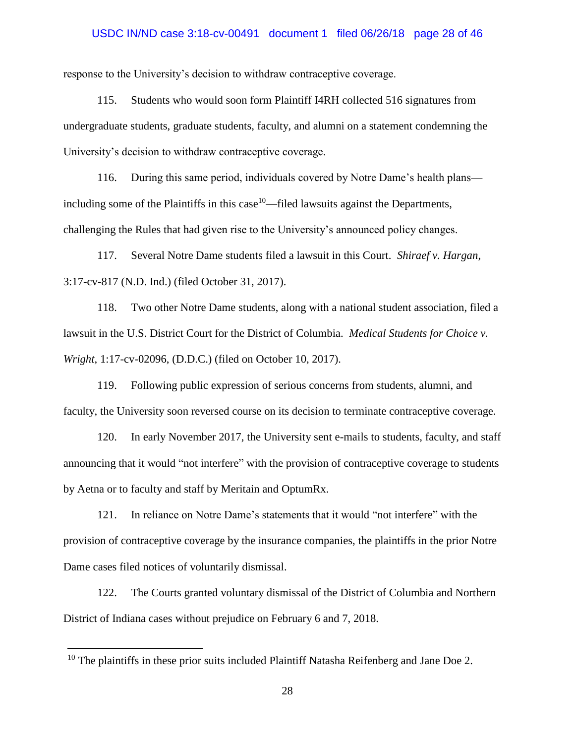response to the University's decision to withdraw contraceptive coverage.

115. Students who would soon form Plaintiff I4RH collected 516 signatures from undergraduate students, graduate students, faculty, and alumni on a statement condemning the University's decision to withdraw contraceptive coverage.

116. During this same period, individuals covered by Notre Dame's health plans—including some of the Plaintiffs in this case[10]—filed lawsuits against the Departments, challenging the Rules that had given rise to the University's announced policy changes.

117. Several Notre Dame students filed a lawsuit in this Court. *Shiraef v. Hargan*, 3:17-cv-817 (N.D. Ind.) (filed October 31, 2017).

118. Two other Notre Dame students, along with a national student association, filed a lawsuit in the U.S. District Court for the District of Columbia. *Medical Students for Choice v. Wright*, 1:17-cv-02096, (D.D.C.) (filed on October 10, 2017).

119. Following public expression of serious concerns from students, alumni, and faculty, the University soon reversed course on its decision to terminate contraceptive coverage.

120. In early November 2017, the University sent e-mails to students, faculty, and staff announcing that it would "not interfere" with the provision of contraceptive coverage to students by Aetna or to faculty and staff by Meritain and OptumRx.

121. In reliance on Notre Dame's statements that it would "not interfere" with the provision of contraceptive coverage by the insurance companies, the plaintiffs in the prior Notre Dame cases filed notices of voluntarily dismissal.

122. The Courts granted voluntary dismissal of the District of Columbia and Northern District of Indiana cases without prejudice on February 6 and 7, 2018.

---

[10] The plaintiffs in these prior suits included Plaintiff Natasha Reifenberg and Jane Doe 2.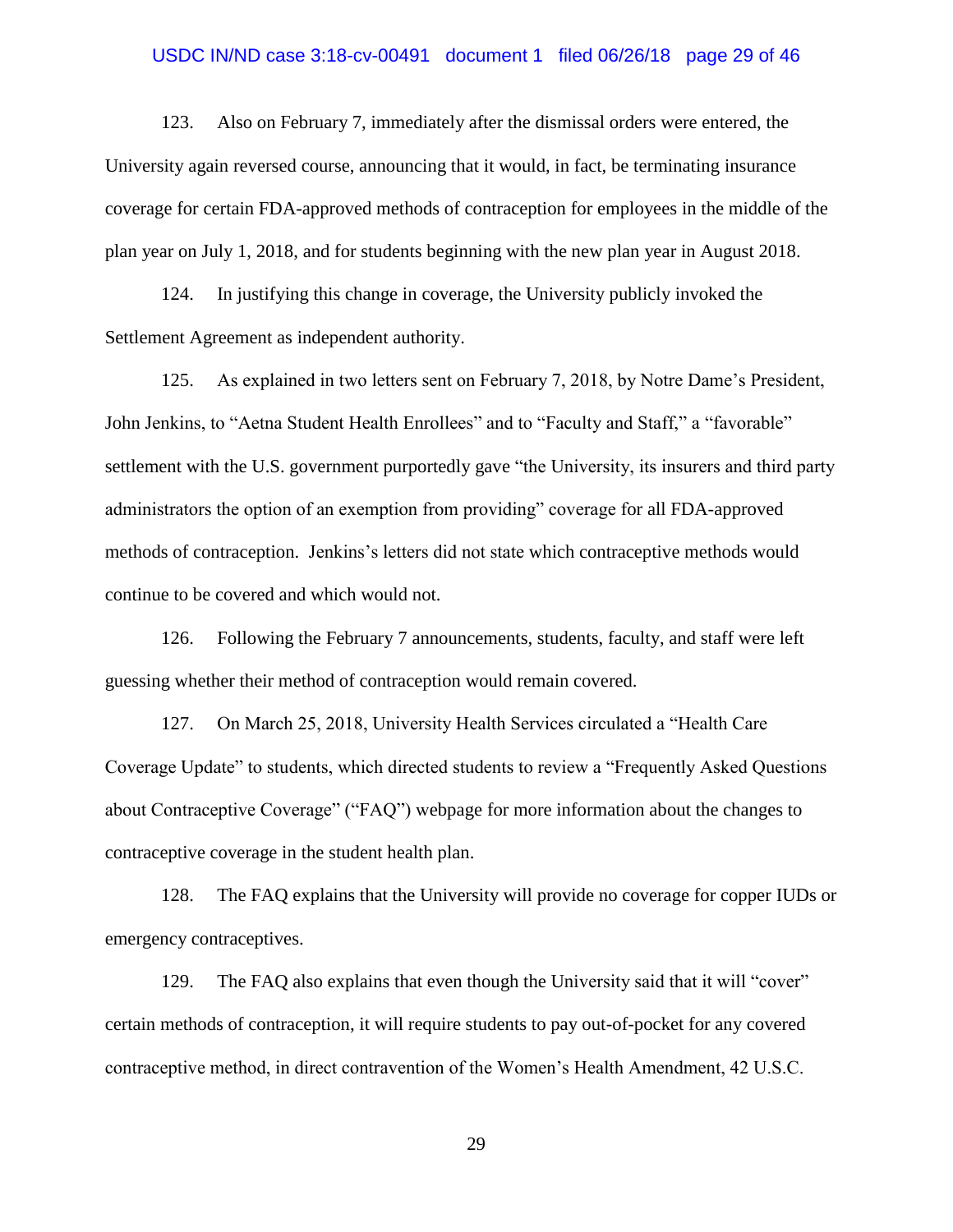123. Also on February 7, immediately after the dismissal orders were entered, the University again reversed course, announcing that it would, in fact, be terminating insurance coverage for certain FDA-approved methods of contraception for employees in the middle of the plan year on July 1, 2018, and for students beginning with the new plan year in August 2018.

124. In justifying this change in coverage, the University publicly invoked the Settlement Agreement as independent authority.

125. As explained in two letters sent on February 7, 2018, by Notre Dame's President, John Jenkins, to "Aetna Student Health Enrollees" and to "Faculty and Staff," a "favorable" settlement with the U.S. government purportedly gave "the University, its insurers and third party administrators the option of an exemption from providing" coverage for all FDA-approved methods of contraception. Jenkins's letters did not state which contraceptive methods would continue to be covered and which would not.

126. Following the February 7 announcements, students, faculty, and staff were left guessing whether their method of contraception would remain covered.

127. On March 25, 2018, University Health Services circulated a "Health Care Coverage Update" to students, which directed students to review a "Frequently Asked Questions about Contraceptive Coverage" ("FAQ") webpage for more information about the changes to contraceptive coverage in the student health plan.

128. The FAQ explains that the University will provide no coverage for copper IUDs or emergency contraceptives.

129. The FAQ also explains that even though the University said that it will "cover" certain methods of contraception, it will require students to pay out-of-pocket for any covered contraceptive method, in direct contravention of the Women's Health Amendment, 42 U.S.C.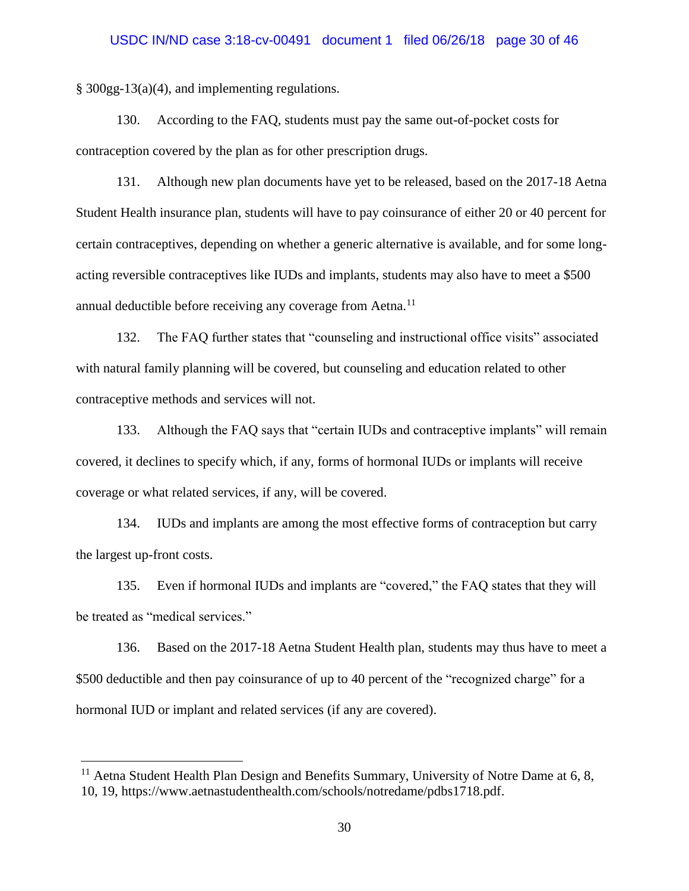§ 300gg-13(a)(4), and implementing regulations.

130. According to the FAQ, students must pay the same out-of-pocket costs for contraception covered by the plan as for other prescription drugs.

131. Although new plan documents have yet to be released, based on the 2017-18 Aetna Student Health insurance plan, students will have to pay coinsurance of either 20 or 40 percent for certain contraceptives, depending on whether a generic alternative is available, and for some long-acting reversible contraceptives like IUDs and implants, students may also have to meet a $500 annual deductible before receiving any coverage from Aetna.[11]

132. The FAQ further states that "counseling and instructional office visits" associated with natural family planning will be covered, but counseling and education related to other contraceptive methods and services will not.

133. Although the FAQ says that "certain IUDs and contraceptive implants" will remain covered, it declines to specify which, if any, forms of hormonal IUDs or implants will receive coverage or what related services, if any, will be covered.

134. IUDs and implants are among the most effective forms of contraception but carry the largest up-front costs.

135. Even if hormonal IUDs and implants are "covered," the FAQ states that they will be treated as "medical services."

136. Based on the 2017-18 Aetna Student Health plan, students may thus have to meet a $500 deductible and then pay coinsurance of up to 40 percent of the "recognized charge" for a hormonal IUD or implant and related services (if any are covered).

---

[11] Aetna Student Health Plan Design and Benefits Summary, University of Notre Dame at 6, 8, 10, 19, https://www.aetnastudenthealth.com/schools/notredame/pdbs1718.pdf.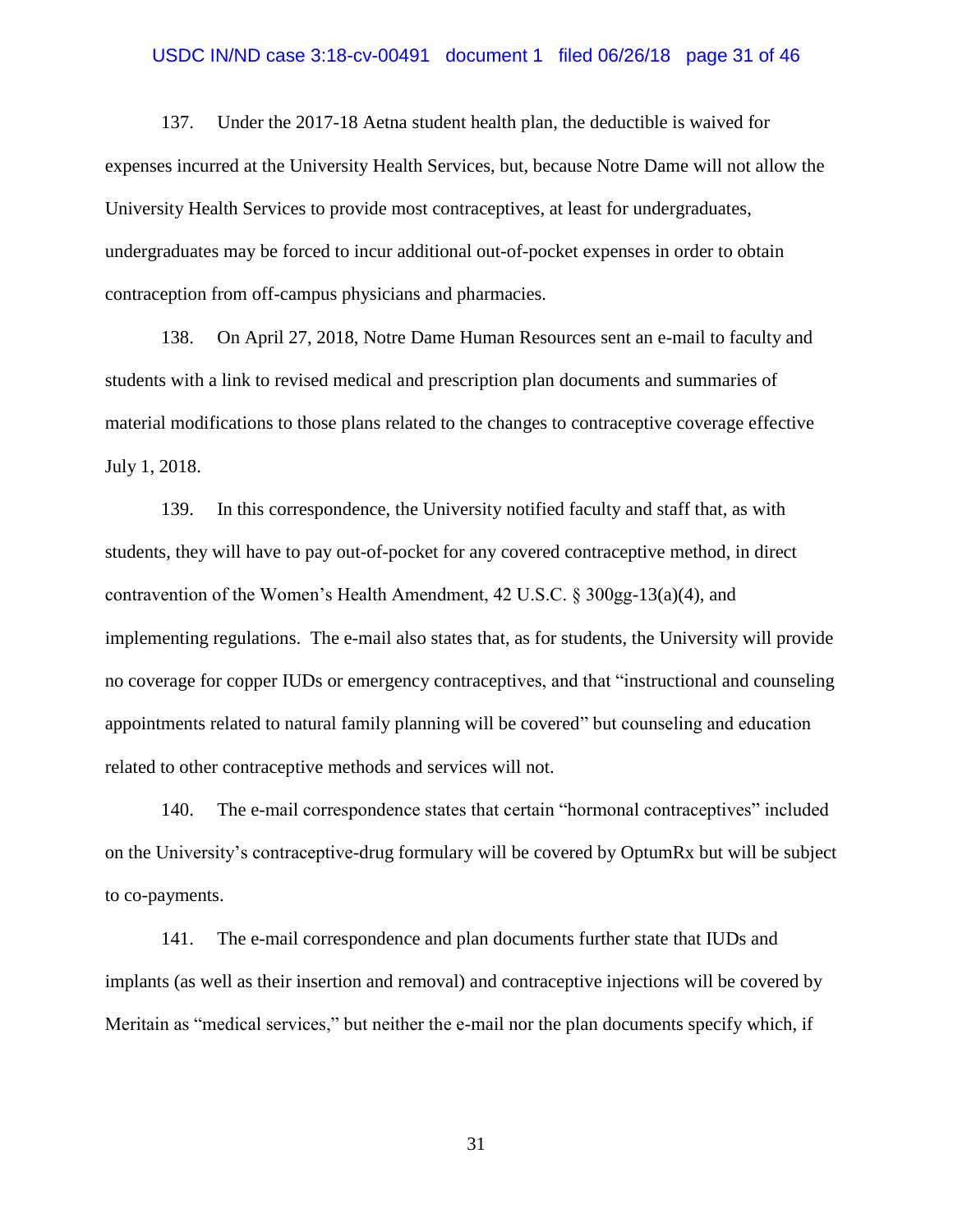137. Under the 2017-18 Aetna student health plan, the deductible is waived for expenses incurred at the University Health Services, but, because Notre Dame will not allow the University Health Services to provide most contraceptives, at least for undergraduates, undergraduates may be forced to incur additional out-of-pocket expenses in order to obtain contraception from off-campus physicians and pharmacies.

138. On April 27, 2018, Notre Dame Human Resources sent an e-mail to faculty and students with a link to revised medical and prescription plan documents and summaries of material modifications to those plans related to the changes to contraceptive coverage effective July 1, 2018.

139. In this correspondence, the University notified faculty and staff that, as with students, they will have to pay out-of-pocket for any covered contraceptive method, in direct contravention of the Women's Health Amendment, 42 U.S.C. § 300gg-13(a)(4), and implementing regulations. The e-mail also states that, as for students, the University will provide no coverage for copper IUDs or emergency contraceptives, and that "instructional and counseling appointments related to natural family planning will be covered" but counseling and education related to other contraceptive methods and services will not.

140. The e-mail correspondence states that certain "hormonal contraceptives" included on the University's contraceptive-drug formulary will be covered by OptumRx but will be subject to co-payments.

141. The e-mail correspondence and plan documents further state that IUDs and implants (as well as their insertion and removal) and contraceptive injections will be covered by Meritain as "medical services," but neither the e-mail nor the plan documents specify which, if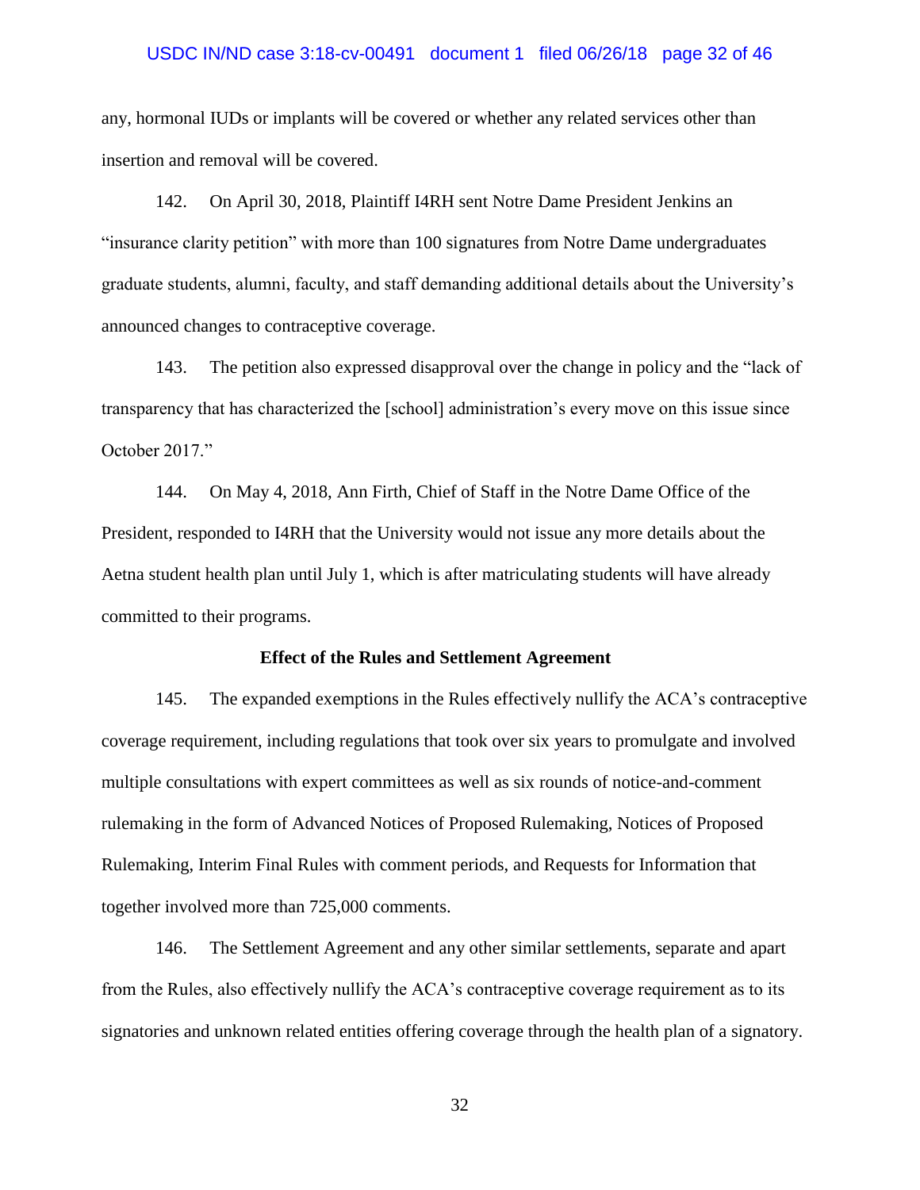any, hormonal IUDs or implants will be covered or whether any related services other than insertion and removal will be covered.

142. On April 30, 2018, Plaintiff I4RH sent Notre Dame President Jenkins an "insurance clarity petition" with more than 100 signatures from Notre Dame undergraduates graduate students, alumni, faculty, and staff demanding additional details about the University's announced changes to contraceptive coverage.

143. The petition also expressed disapproval over the change in policy and the "lack of transparency that has characterized the [school] administration's every move on this issue since October 2017."

144. On May 4, 2018, Ann Firth, Chief of Staff in the Notre Dame Office of the President, responded to I4RH that the University would not issue any more details about the Aetna student health plan until July 1, which is after matriculating students will have already committed to their programs.

**Effect of the Rules and Settlement Agreement**

145. The expanded exemptions in the Rules effectively nullify the ACA's contraceptive coverage requirement, including regulations that took over six years to promulgate and involved multiple consultations with expert committees as well as six rounds of notice-and-comment rulemaking in the form of Advanced Notices of Proposed Rulemaking, Notices of Proposed Rulemaking, Interim Final Rules with comment periods, and Requests for Information that together involved more than 725,000 comments.

146. The Settlement Agreement and any other similar settlements, separate and apart from the Rules, also effectively nullify the ACA's contraceptive coverage requirement as to its signatories and unknown related entities offering coverage through the health plan of a signatory.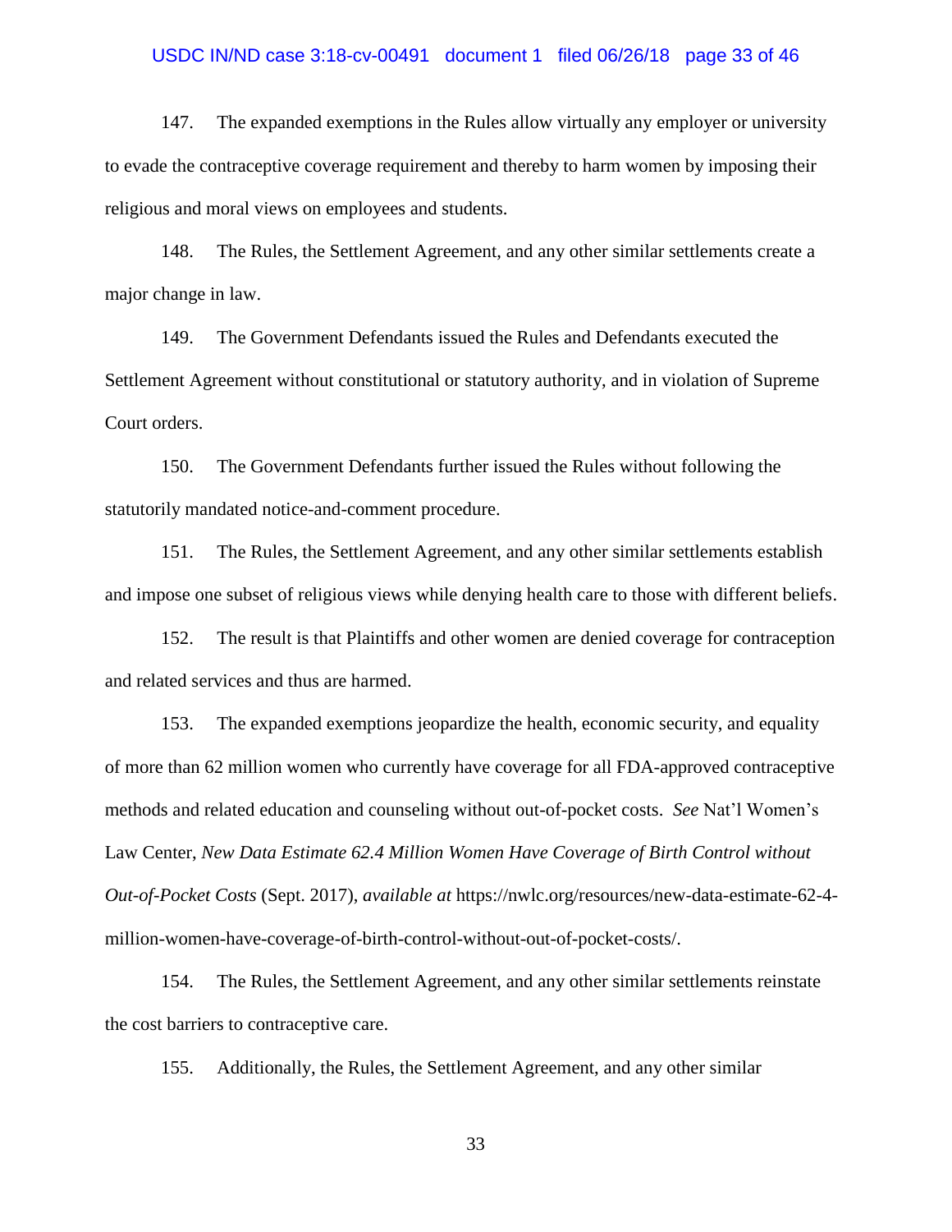147. The expanded exemptions in the Rules allow virtually any employer or university to evade the contraceptive coverage requirement and thereby to harm women by imposing their religious and moral views on employees and students.

148. The Rules, the Settlement Agreement, and any other similar settlements create a major change in law.

149. The Government Defendants issued the Rules and Defendants executed the Settlement Agreement without constitutional or statutory authority, and in violation of Supreme Court orders.

150. The Government Defendants further issued the Rules without following the statutorily mandated notice-and-comment procedure.

151. The Rules, the Settlement Agreement, and any other similar settlements establish and impose one subset of religious views while denying health care to those with different beliefs.

152. The result is that Plaintiffs and other women are denied coverage for contraception and related services and thus are harmed.

153. The expanded exemptions jeopardize the health, economic security, and equality of more than 62 million women who currently have coverage for all FDA-approved contraceptive methods and related education and counseling without out-of-pocket costs. *See* Nat'l Women's Law Center, *New Data Estimate 62.4 Million Women Have Coverage of Birth Control without Out-of-Pocket Costs* (Sept. 2017), *available at* https://nwlc.org/resources/new-data-estimate-62-4-million-women-have-coverage-of-birth-control-without-out-of-pocket-costs/.

154. The Rules, the Settlement Agreement, and any other similar settlements reinstate the cost barriers to contraceptive care.

155. Additionally, the Rules, the Settlement Agreement, and any other similar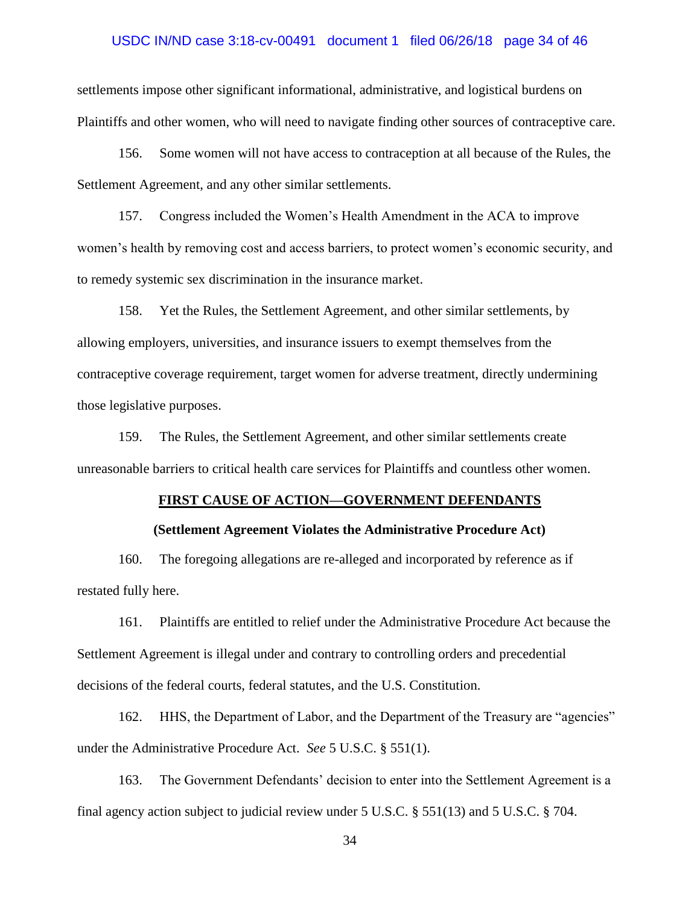settlements impose other significant informational, administrative, and logistical burdens on Plaintiffs and other women, who will need to navigate finding other sources of contraceptive care.

156. Some women will not have access to contraception at all because of the Rules, the Settlement Agreement, and any other similar settlements.

157. Congress included the Women's Health Amendment in the ACA to improve women's health by removing cost and access barriers, to protect women's economic security, and to remedy systemic sex discrimination in the insurance market.

158. Yet the Rules, the Settlement Agreement, and other similar settlements, by allowing employers, universities, and insurance issuers to exempt themselves from the contraceptive coverage requirement, target women for adverse treatment, directly undermining those legislative purposes.

159. The Rules, the Settlement Agreement, and other similar settlements create unreasonable barriers to critical health care services for Plaintiffs and countless other women.

## FIRST CAUSE OF ACTION—GOVERNMENT DEFENDANTS

**(Settlement Agreement Violates the Administrative Procedure Act)**

160. The foregoing allegations are re-alleged and incorporated by reference as if restated fully here.

161. Plaintiffs are entitled to relief under the Administrative Procedure Act because the Settlement Agreement is illegal under and contrary to controlling orders and precedential decisions of the federal courts, federal statutes, and the U.S. Constitution.

162. HHS, the Department of Labor, and the Department of the Treasury are "agencies" under the Administrative Procedure Act. *See* 5 U.S.C. § 551(1).

163. The Government Defendants' decision to enter into the Settlement Agreement is a final agency action subject to judicial review under 5 U.S.C. § 551(13) and 5 U.S.C. § 704.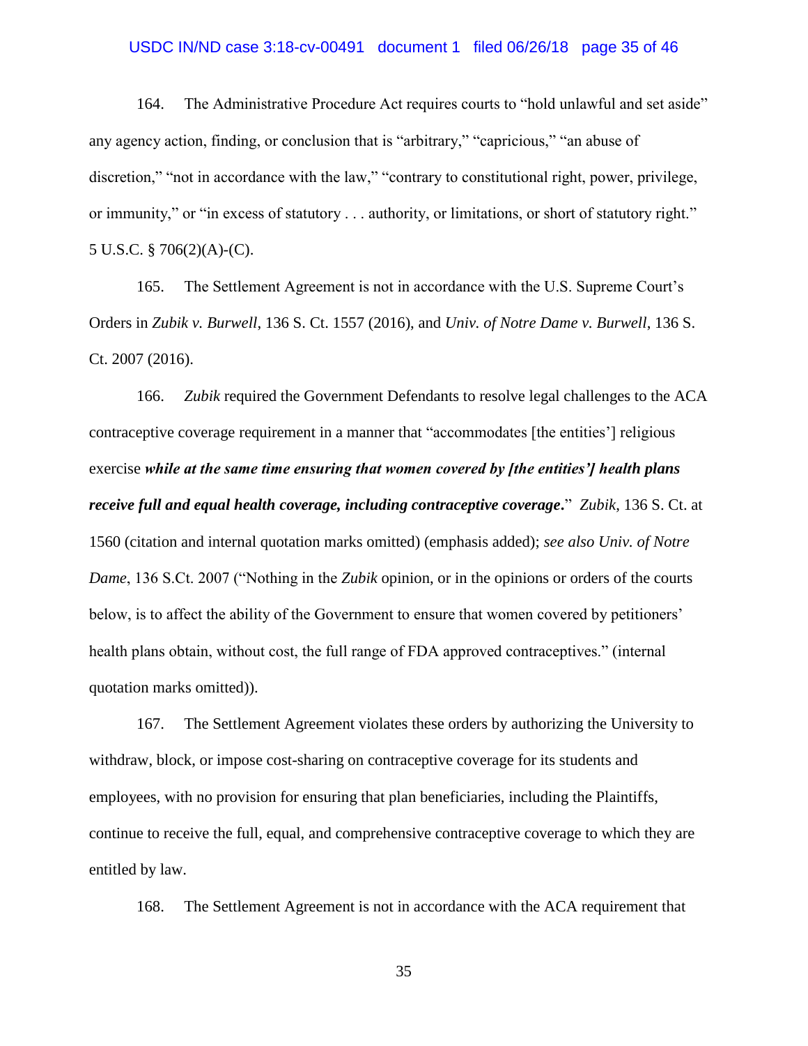164. The Administrative Procedure Act requires courts to "hold unlawful and set aside" any agency action, finding, or conclusion that is "arbitrary," "capricious," "an abuse of discretion," "not in accordance with the law," "contrary to constitutional right, power, privilege, or immunity," or "in excess of statutory . . . authority, or limitations, or short of statutory right." 5 U.S.C. § 706(2)(A)-(C).

165. The Settlement Agreement is not in accordance with the U.S. Supreme Court's Orders in *Zubik v. Burwell*, 136 S. Ct. 1557 (2016), and *Univ. of Notre Dame v. Burwell*, 136 S. Ct. 2007 (2016).

166. *Zubik* required the Government Defendants to resolve legal challenges to the ACA contraceptive coverage requirement in a manner that "accommodates [the entities'] religious exercise ***while at the same time ensuring that women covered by [the entities'] health plans receive full and equal health coverage, including contraceptive coverage***." *Zubik*, 136 S. Ct. at 1560 (citation and internal quotation marks omitted) (emphasis added); *see also Univ. of Notre Dame*, 136 S.Ct. 2007 ("Nothing in the *Zubik* opinion, or in the opinions or orders of the courts below, is to affect the ability of the Government to ensure that women covered by petitioners' health plans obtain, without cost, the full range of FDA approved contraceptives." (internal quotation marks omitted)).

167. The Settlement Agreement violates these orders by authorizing the University to withdraw, block, or impose cost-sharing on contraceptive coverage for its students and employees, with no provision for ensuring that plan beneficiaries, including the Plaintiffs, continue to receive the full, equal, and comprehensive contraceptive coverage to which they are entitled by law.

168. The Settlement Agreement is not in accordance with the ACA requirement that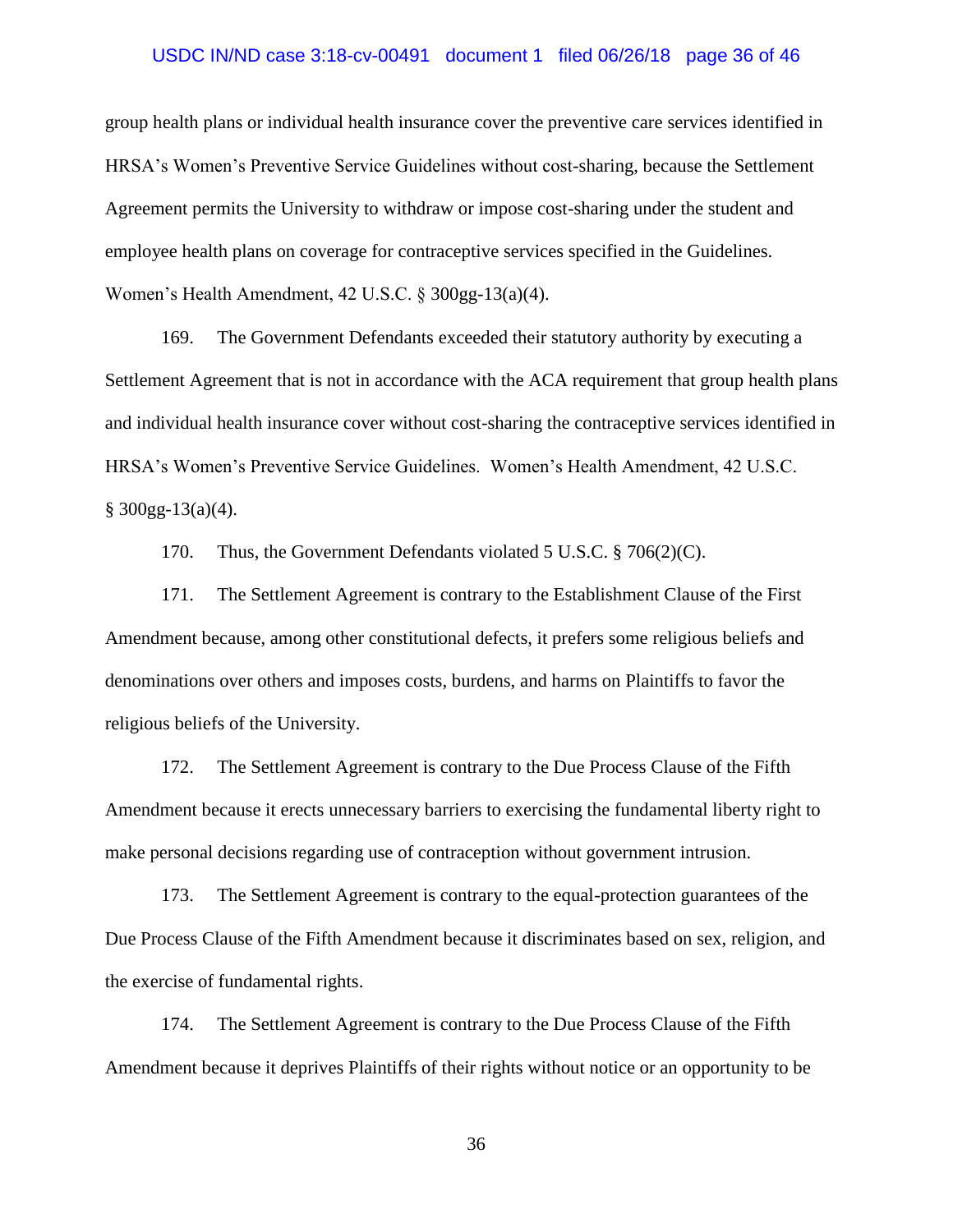group health plans or individual health insurance cover the preventive care services identified in HRSA's Women's Preventive Service Guidelines without cost-sharing, because the Settlement Agreement permits the University to withdraw or impose cost-sharing under the student and employee health plans on coverage for contraceptive services specified in the Guidelines. Women's Health Amendment, 42 U.S.C. § 300gg-13(a)(4).

169. The Government Defendants exceeded their statutory authority by executing a Settlement Agreement that is not in accordance with the ACA requirement that group health plans and individual health insurance cover without cost-sharing the contraceptive services identified in HRSA's Women's Preventive Service Guidelines. Women's Health Amendment, 42 U.S.C. § 300gg-13(a)(4).

170. Thus, the Government Defendants violated 5 U.S.C. § 706(2)(C).

171. The Settlement Agreement is contrary to the Establishment Clause of the First Amendment because, among other constitutional defects, it prefers some religious beliefs and denominations over others and imposes costs, burdens, and harms on Plaintiffs to favor the religious beliefs of the University.

172. The Settlement Agreement is contrary to the Due Process Clause of the Fifth Amendment because it erects unnecessary barriers to exercising the fundamental liberty right to make personal decisions regarding use of contraception without government intrusion.

173. The Settlement Agreement is contrary to the equal-protection guarantees of the Due Process Clause of the Fifth Amendment because it discriminates based on sex, religion, and the exercise of fundamental rights.

174. The Settlement Agreement is contrary to the Due Process Clause of the Fifth Amendment because it deprives Plaintiffs of their rights without notice or an opportunity to be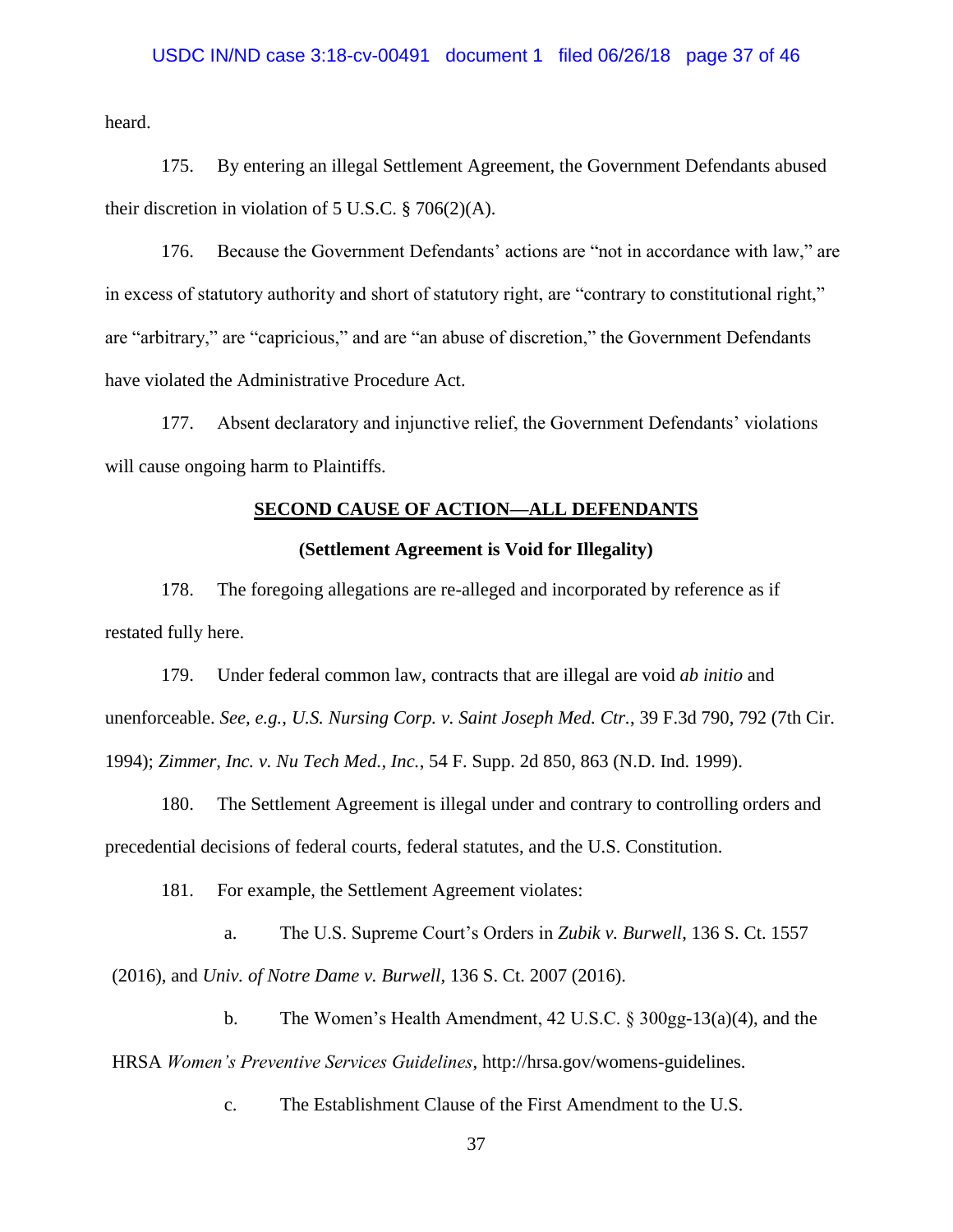heard.

175. By entering an illegal Settlement Agreement, the Government Defendants abused their discretion in violation of 5 U.S.C. § 706(2)(A).

176. Because the Government Defendants' actions are "not in accordance with law," are in excess of statutory authority and short of statutory right, are "contrary to constitutional right," are "arbitrary," are "capricious," and are "an abuse of discretion," the Government Defendants have violated the Administrative Procedure Act.

177. Absent declaratory and injunctive relief, the Government Defendants' violations will cause ongoing harm to Plaintiffs.

## SECOND CAUSE OF ACTION—ALL DEFENDANTS

### (Settlement Agreement is Void for Illegality)

178. The foregoing allegations are re-alleged and incorporated by reference as if restated fully here.

179. Under federal common law, contracts that are illegal are void *ab initio* and unenforceable. *See, e.g.*, *U.S. Nursing Corp. v. Saint Joseph Med. Ctr.*, 39 F.3d 790, 792 (7th Cir. 1994); *Zimmer, Inc. v. Nu Tech Med., Inc.*, 54 F. Supp. 2d 850, 863 (N.D. Ind. 1999).

180. The Settlement Agreement is illegal under and contrary to controlling orders and precedential decisions of federal courts, federal statutes, and the U.S. Constitution.

181. For example, the Settlement Agreement violates:

a. The U.S. Supreme Court's Orders in *Zubik v. Burwell*, 136 S. Ct. 1557 (2016), and *Univ. of Notre Dame v. Burwell*, 136 S. Ct. 2007 (2016).

b. The Women's Health Amendment, 42 U.S.C. § 300gg-13(a)(4), and the HRSA *Women's Preventive Services Guidelines*, http://hrsa.gov/womens-guidelines.

c. The Establishment Clause of the First Amendment to the U.S.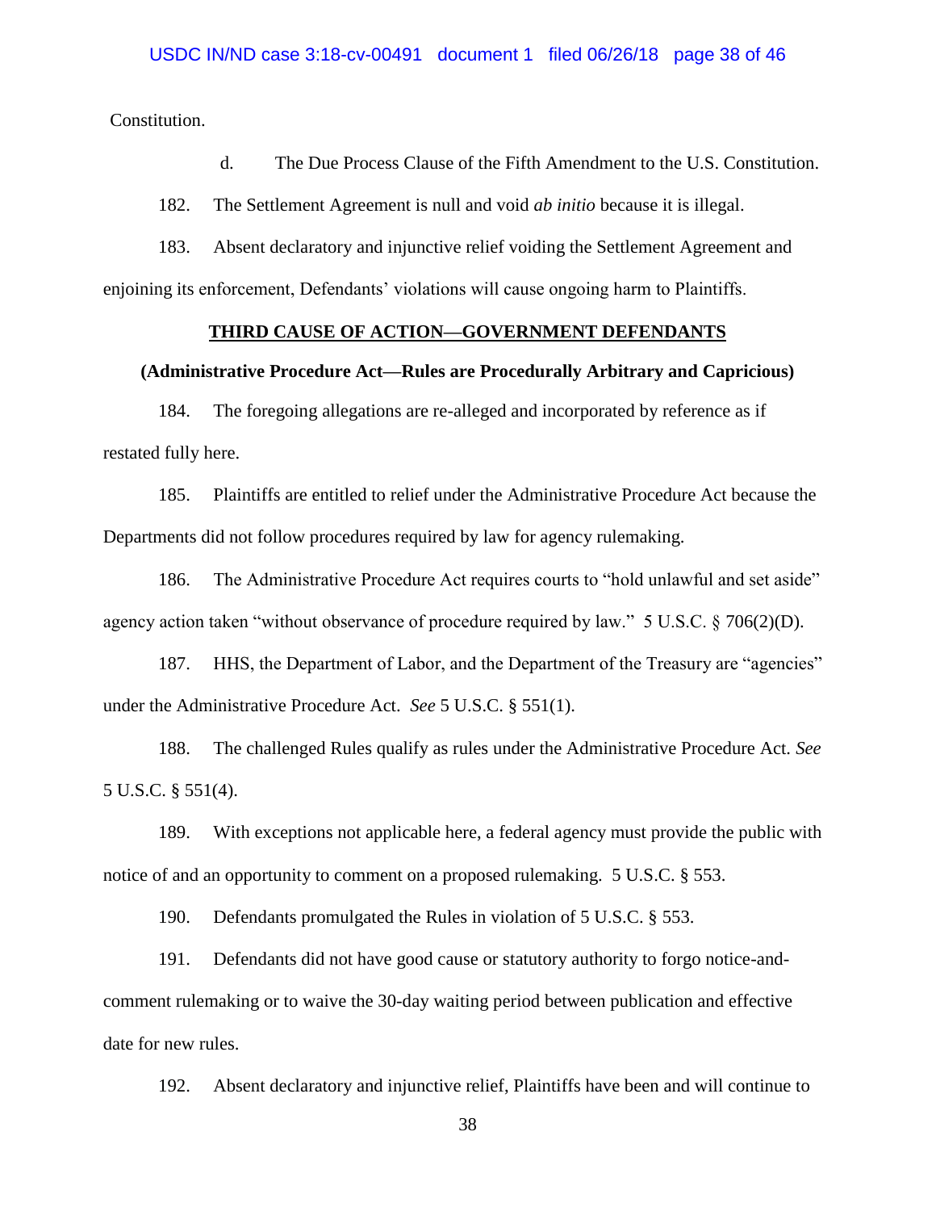Constitution.

d. The Due Process Clause of the Fifth Amendment to the U.S. Constitution.

182. The Settlement Agreement is null and void *ab initio* because it is illegal.

183. Absent declaratory and injunctive relief voiding the Settlement Agreement and enjoining its enforcement, Defendants' violations will cause ongoing harm to Plaintiffs.

**<u>THIRD CAUSE OF ACTION—GOVERNMENT DEFENDANTS</u>**

**(Administrative Procedure Act—Rules are Procedurally Arbitrary and Capricious)**

184. The foregoing allegations are re-alleged and incorporated by reference as if restated fully here.

185. Plaintiffs are entitled to relief under the Administrative Procedure Act because the Departments did not follow procedures required by law for agency rulemaking.

186. The Administrative Procedure Act requires courts to "hold unlawful and set aside" agency action taken "without observance of procedure required by law." 5 U.S.C. § 706(2)(D).

187. HHS, the Department of Labor, and the Department of the Treasury are "agencies" under the Administrative Procedure Act. *See* 5 U.S.C. § 551(1).

188. The challenged Rules qualify as rules under the Administrative Procedure Act. *See* 5 U.S.C. § 551(4).

189. With exceptions not applicable here, a federal agency must provide the public with notice of and an opportunity to comment on a proposed rulemaking. 5 U.S.C. § 553.

190. Defendants promulgated the Rules in violation of 5 U.S.C. § 553.

191. Defendants did not have good cause or statutory authority to forgo notice-and-comment rulemaking or to waive the 30-day waiting period between publication and effective date for new rules.

192. Absent declaratory and injunctive relief, Plaintiffs have been and will continue to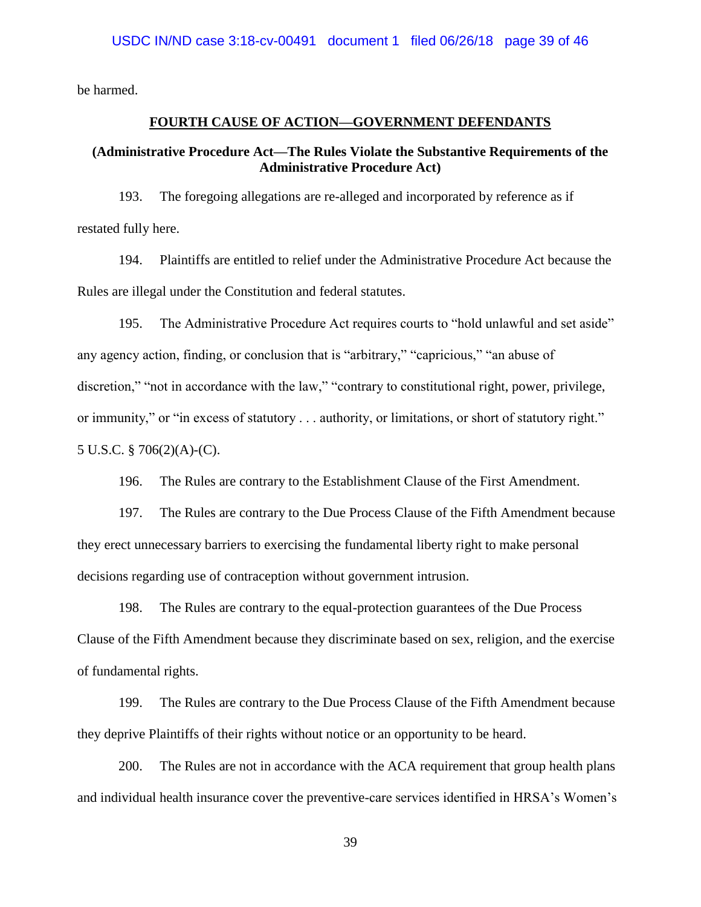be harmed.

**FOURTH CAUSE OF ACTION—GOVERNMENT DEFENDANTS**

**(Administrative Procedure Act—The Rules Violate the Substantive Requirements of the Administrative Procedure Act)**

193. The foregoing allegations are re-alleged and incorporated by reference as if restated fully here.

194. Plaintiffs are entitled to relief under the Administrative Procedure Act because the Rules are illegal under the Constitution and federal statutes.

195. The Administrative Procedure Act requires courts to "hold unlawful and set aside" any agency action, finding, or conclusion that is "arbitrary," "capricious," "an abuse of discretion," "not in accordance with the law," "contrary to constitutional right, power, privilege, or immunity," or "in excess of statutory . . . authority, or limitations, or short of statutory right." 5 U.S.C. § 706(2)(A)-(C).

196. The Rules are contrary to the Establishment Clause of the First Amendment.

197. The Rules are contrary to the Due Process Clause of the Fifth Amendment because they erect unnecessary barriers to exercising the fundamental liberty right to make personal decisions regarding use of contraception without government intrusion.

198. The Rules are contrary to the equal-protection guarantees of the Due Process Clause of the Fifth Amendment because they discriminate based on sex, religion, and the exercise of fundamental rights.

199. The Rules are contrary to the Due Process Clause of the Fifth Amendment because they deprive Plaintiffs of their rights without notice or an opportunity to be heard.

200. The Rules are not in accordance with the ACA requirement that group health plans and individual health insurance cover the preventive-care services identified in HRSA's Women's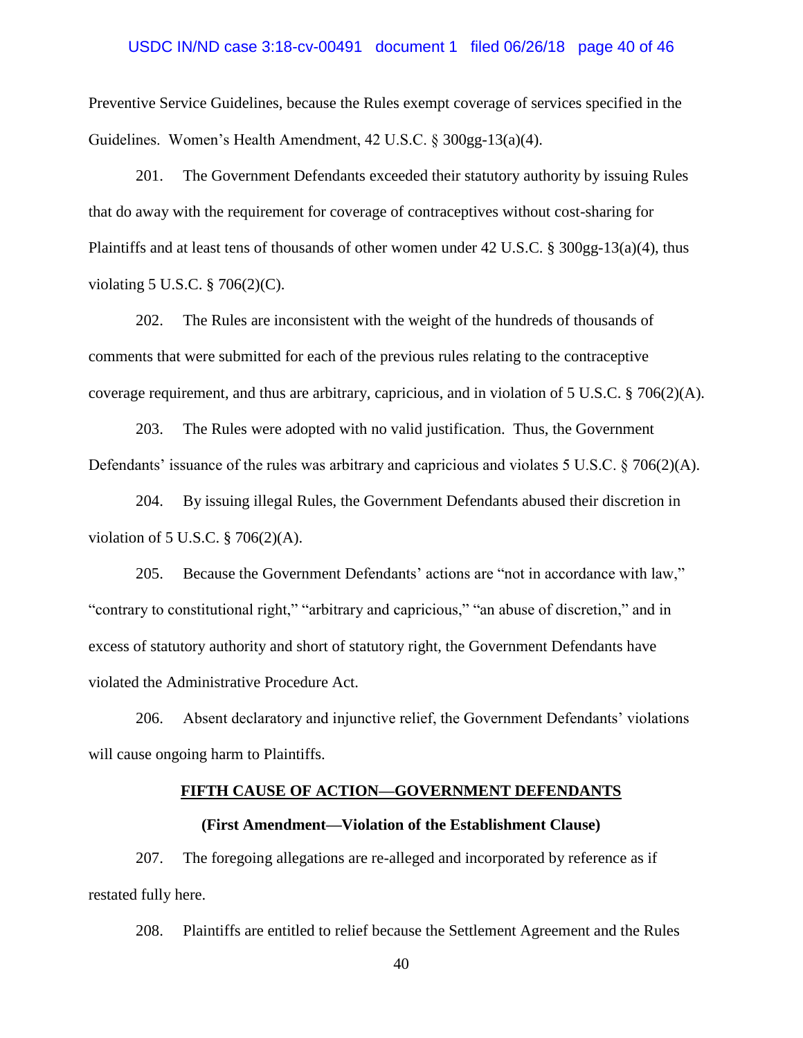Preventive Service Guidelines, because the Rules exempt coverage of services specified in the Guidelines. Women's Health Amendment, 42 U.S.C. § 300gg-13(a)(4).

201. The Government Defendants exceeded their statutory authority by issuing Rules that do away with the requirement for coverage of contraceptives without cost-sharing for Plaintiffs and at least tens of thousands of other women under 42 U.S.C. § 300gg-13(a)(4), thus violating 5 U.S.C. § 706(2)(C).

202. The Rules are inconsistent with the weight of the hundreds of thousands of comments that were submitted for each of the previous rules relating to the contraceptive coverage requirement, and thus are arbitrary, capricious, and in violation of 5 U.S.C. § 706(2)(A).

203. The Rules were adopted with no valid justification. Thus, the Government Defendants' issuance of the rules was arbitrary and capricious and violates 5 U.S.C. § 706(2)(A).

204. By issuing illegal Rules, the Government Defendants abused their discretion in violation of 5 U.S.C. § 706(2)(A).

205. Because the Government Defendants' actions are "not in accordance with law," "contrary to constitutional right," "arbitrary and capricious," "an abuse of discretion," and in excess of statutory authority and short of statutory right, the Government Defendants have violated the Administrative Procedure Act.

206. Absent declaratory and injunctive relief, the Government Defendants' violations will cause ongoing harm to Plaintiffs.

## FIFTH CAUSE OF ACTION—GOVERNMENT DEFENDANTS

### (First Amendment—Violation of the Establishment Clause)

207. The foregoing allegations are re-alleged and incorporated by reference as if restated fully here.

208. Plaintiffs are entitled to relief because the Settlement Agreement and the Rules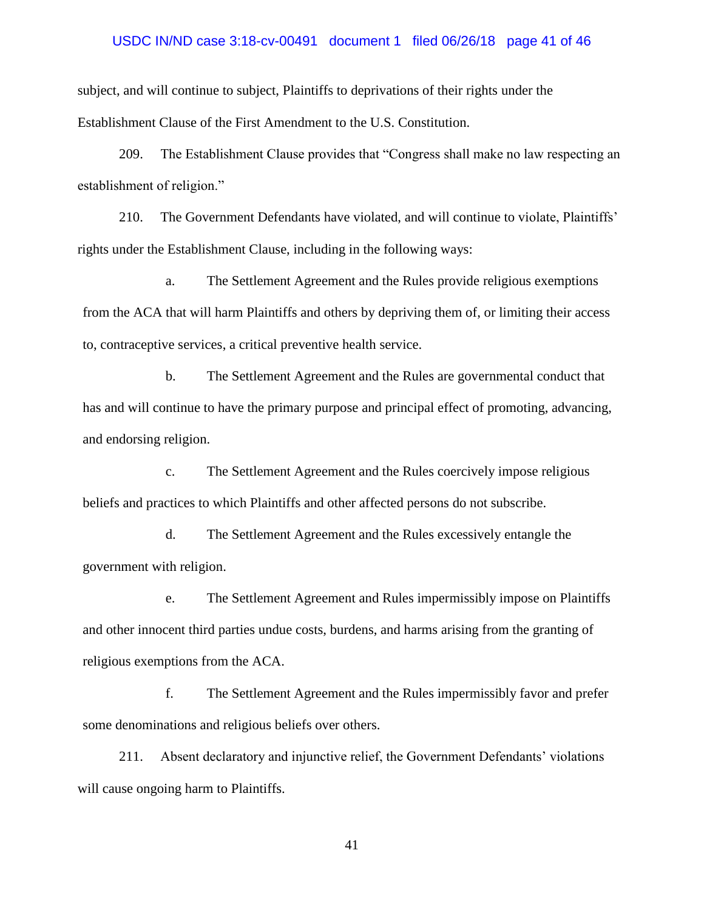subject, and will continue to subject, Plaintiffs to deprivations of their rights under the Establishment Clause of the First Amendment to the U.S. Constitution.

209. The Establishment Clause provides that "Congress shall make no law respecting an establishment of religion."

210. The Government Defendants have violated, and will continue to violate, Plaintiffs' rights under the Establishment Clause, including in the following ways:

a. The Settlement Agreement and the Rules provide religious exemptions from the ACA that will harm Plaintiffs and others by depriving them of, or limiting their access to, contraceptive services, a critical preventive health service.

b. The Settlement Agreement and the Rules are governmental conduct that has and will continue to have the primary purpose and principal effect of promoting, advancing, and endorsing religion.

c. The Settlement Agreement and the Rules coercively impose religious beliefs and practices to which Plaintiffs and other affected persons do not subscribe.

d. The Settlement Agreement and the Rules excessively entangle the government with religion.

e. The Settlement Agreement and Rules impermissibly impose on Plaintiffs and other innocent third parties undue costs, burdens, and harms arising from the granting of religious exemptions from the ACA.

f. The Settlement Agreement and the Rules impermissibly favor and prefer some denominations and religious beliefs over others.

211. Absent declaratory and injunctive relief, the Government Defendants' violations will cause ongoing harm to Plaintiffs.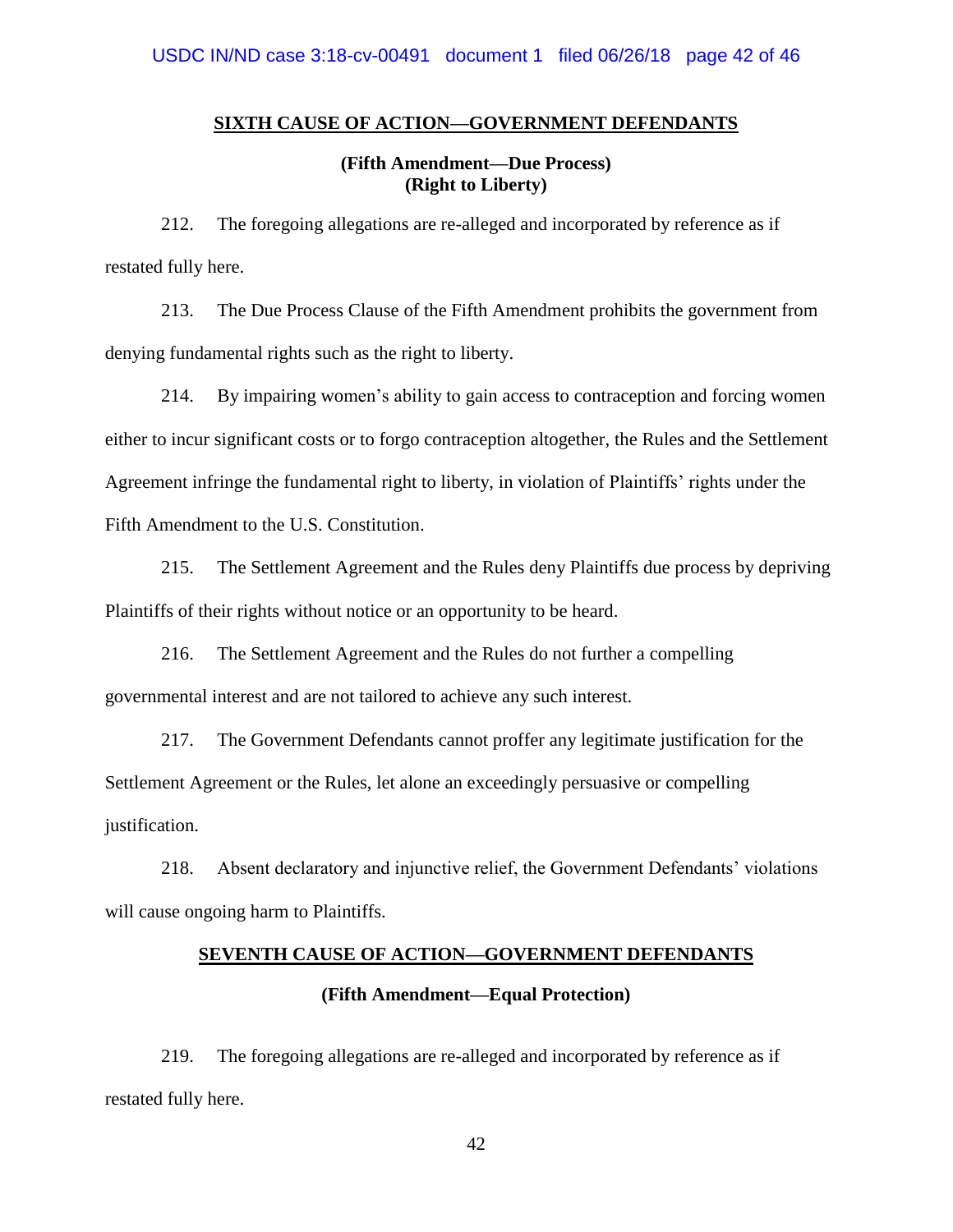## SIXTH CAUSE OF ACTION—GOVERNMENT DEFENDANTS

**(Fifth Amendment—Due Process)**
**(Right to Liberty)**

212. The foregoing allegations are re-alleged and incorporated by reference as if restated fully here.

213. The Due Process Clause of the Fifth Amendment prohibits the government from denying fundamental rights such as the right to liberty.

214. By impairing women's ability to gain access to contraception and forcing women either to incur significant costs or to forgo contraception altogether, the Rules and the Settlement Agreement infringe the fundamental right to liberty, in violation of Plaintiffs' rights under the Fifth Amendment to the U.S. Constitution.

215. The Settlement Agreement and the Rules deny Plaintiffs due process by depriving Plaintiffs of their rights without notice or an opportunity to be heard.

216. The Settlement Agreement and the Rules do not further a compelling governmental interest and are not tailored to achieve any such interest.

217. The Government Defendants cannot proffer any legitimate justification for the Settlement Agreement or the Rules, let alone an exceedingly persuasive or compelling justification.

218. Absent declaratory and injunctive relief, the Government Defendants' violations will cause ongoing harm to Plaintiffs.

## SEVENTH CAUSE OF ACTION—GOVERNMENT DEFENDANTS

**(Fifth Amendment—Equal Protection)**

219. The foregoing allegations are re-alleged and incorporated by reference as if restated fully here.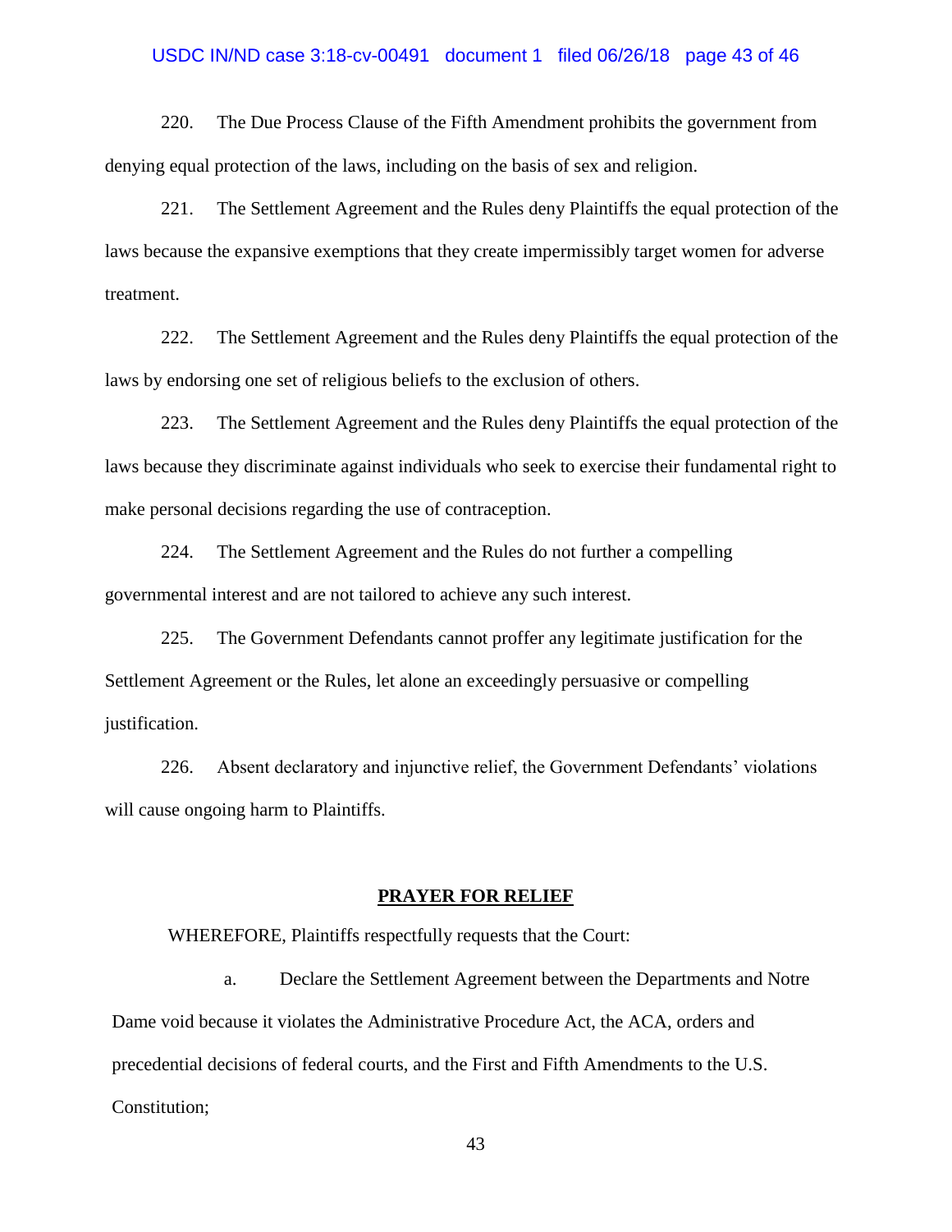220. The Due Process Clause of the Fifth Amendment prohibits the government from denying equal protection of the laws, including on the basis of sex and religion.

221. The Settlement Agreement and the Rules deny Plaintiffs the equal protection of the laws because the expansive exemptions that they create impermissibly target women for adverse treatment.

222. The Settlement Agreement and the Rules deny Plaintiffs the equal protection of the laws by endorsing one set of religious beliefs to the exclusion of others.

223. The Settlement Agreement and the Rules deny Plaintiffs the equal protection of the laws because they discriminate against individuals who seek to exercise their fundamental right to make personal decisions regarding the use of contraception.

224. The Settlement Agreement and the Rules do not further a compelling governmental interest and are not tailored to achieve any such interest.

225. The Government Defendants cannot proffer any legitimate justification for the Settlement Agreement or the Rules, let alone an exceedingly persuasive or compelling justification.

226. Absent declaratory and injunctive relief, the Government Defendants' violations will cause ongoing harm to Plaintiffs.

## PRAYER FOR RELIEF

WHEREFORE, Plaintiffs respectfully requests that the Court:

a. Declare the Settlement Agreement between the Departments and Notre Dame void because it violates the Administrative Procedure Act, the ACA, orders and precedential decisions of federal courts, and the First and Fifth Amendments to the U.S. Constitution;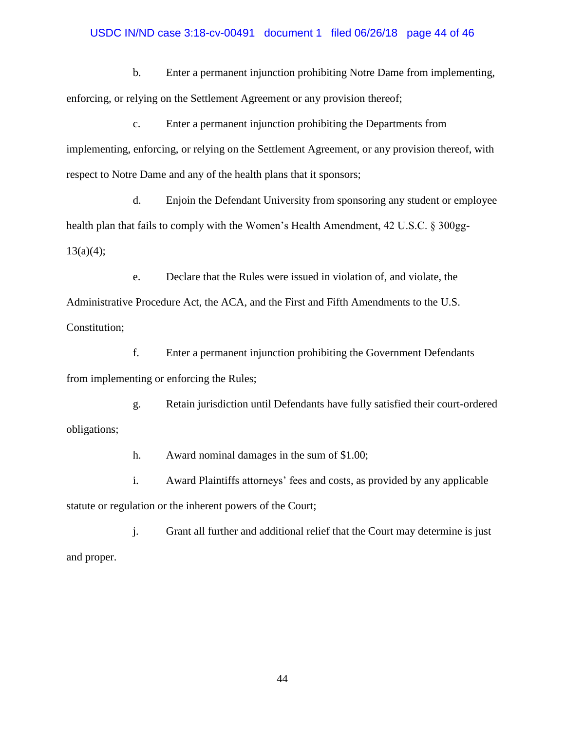b. Enter a permanent injunction prohibiting Notre Dame from implementing, enforcing, or relying on the Settlement Agreement or any provision thereof;

c. Enter a permanent injunction prohibiting the Departments from implementing, enforcing, or relying on the Settlement Agreement, or any provision thereof, with respect to Notre Dame and any of the health plans that it sponsors;

d. Enjoin the Defendant University from sponsoring any student or employee health plan that fails to comply with the Women's Health Amendment, 42 U.S.C. § 300gg-13(a)(4);

e. Declare that the Rules were issued in violation of, and violate, the Administrative Procedure Act, the ACA, and the First and Fifth Amendments to the U.S. Constitution;

f. Enter a permanent injunction prohibiting the Government Defendants from implementing or enforcing the Rules;

g. Retain jurisdiction until Defendants have fully satisfied their court-ordered obligations;

h. Award nominal damages in the sum of $1.00;

i. Award Plaintiffs attorneys' fees and costs, as provided by any applicable statute or regulation or the inherent powers of the Court;

j. Grant all further and additional relief that the Court may determine is just and proper.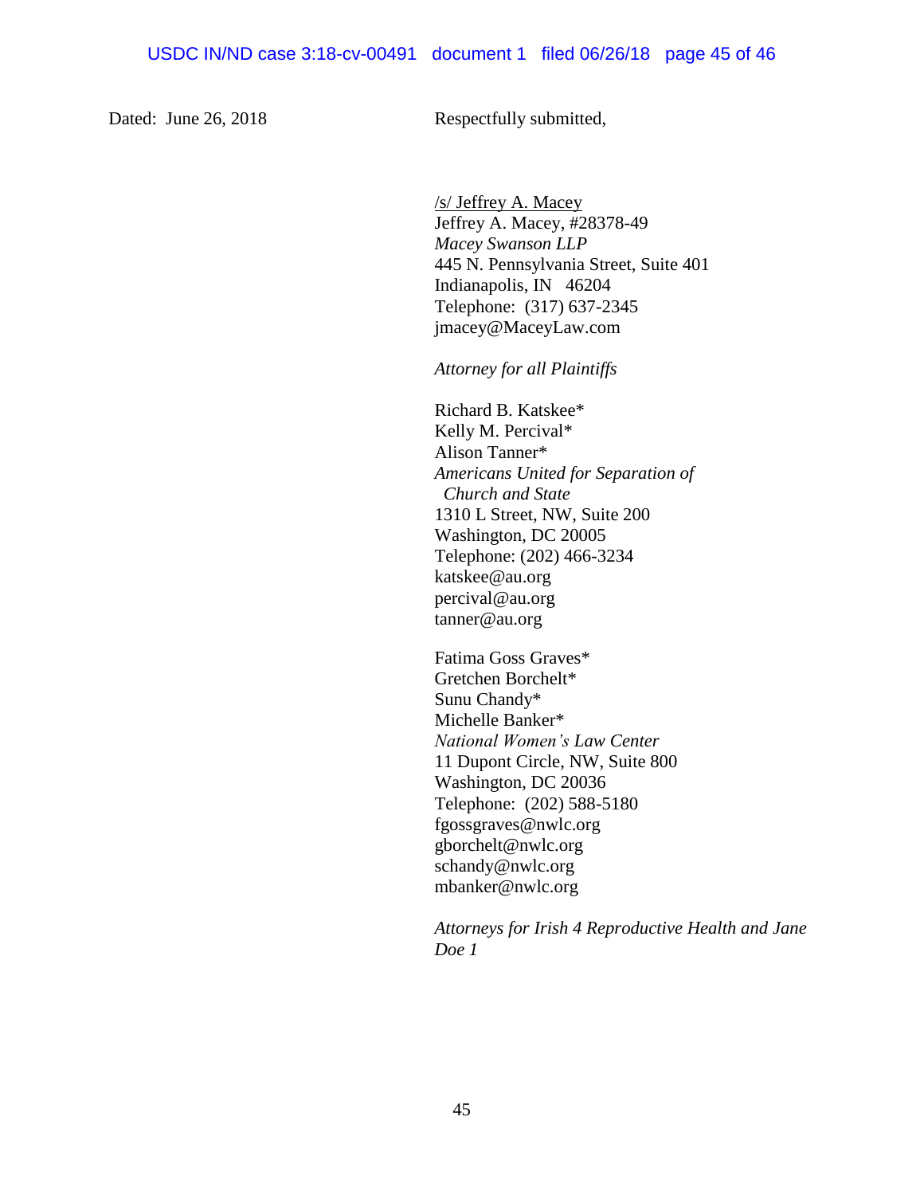Dated: June 26, 2018

Respectfully submitted,

/s/ Jeffrey A. Macey
Jeffrey A. Macey, #28378-49
*Macey Swanson LLP*
445 N. Pennsylvania Street, Suite 401
Indianapolis, IN 46204
Telephone: (317) 637-2345
jmacey@MaceyLaw.com

*Attorney for all Plaintiffs*

Richard B. Katskee*
Kelly M. Percival*
Alison Tanner*
*Americans United for Separation of Church and State*
1310 L Street, NW, Suite 200
Washington, DC 20005
Telephone: (202) 466-3234
katskee@au.org
percival@au.org
tanner@au.org

Fatima Goss Graves*
Gretchen Borchelt*
Sunu Chandy*
Michelle Banker*
*National Women's Law Center*
11 Dupont Circle, NW, Suite 800
Washington, DC 20036
Telephone: (202) 588-5180
fgossgraves@nwlc.org
gborchelt@nwlc.org
schandy@nwlc.org
mbanker@nwlc.org

*Attorneys for Irish 4 Reproductive Health and Jane Doe 1*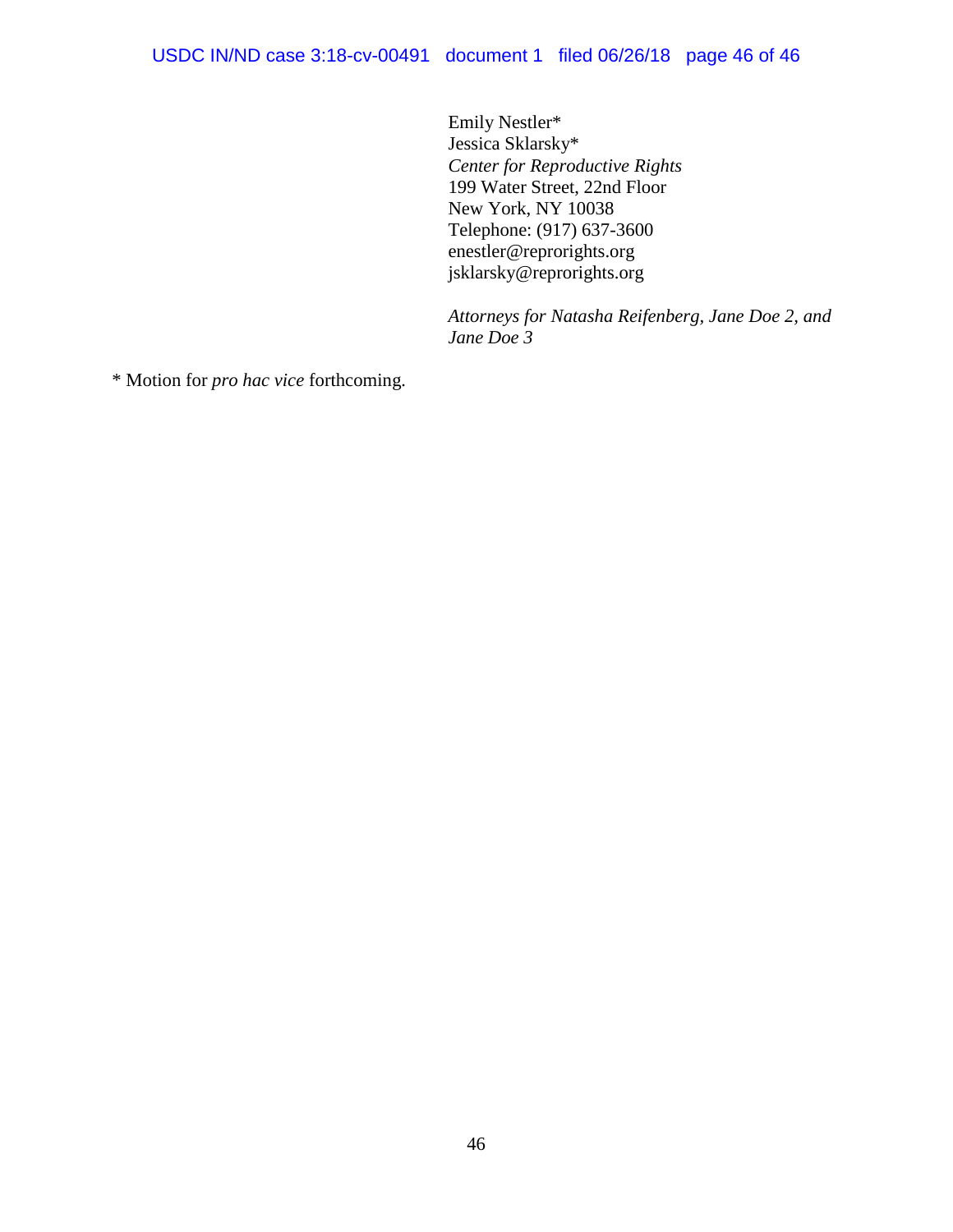Emily Nestler*
Jessica Sklarsky*
*Center for Reproductive Rights*
199 Water Street, 22nd Floor
New York, NY 10038
Telephone: (917) 637-3600
enestler@reprorights.org
jsklarsky@reprorights.org

*Attorneys for Natasha Reifenberg, Jane Doe 2, and Jane Doe 3*

* Motion for *pro hac vice* forthcoming.